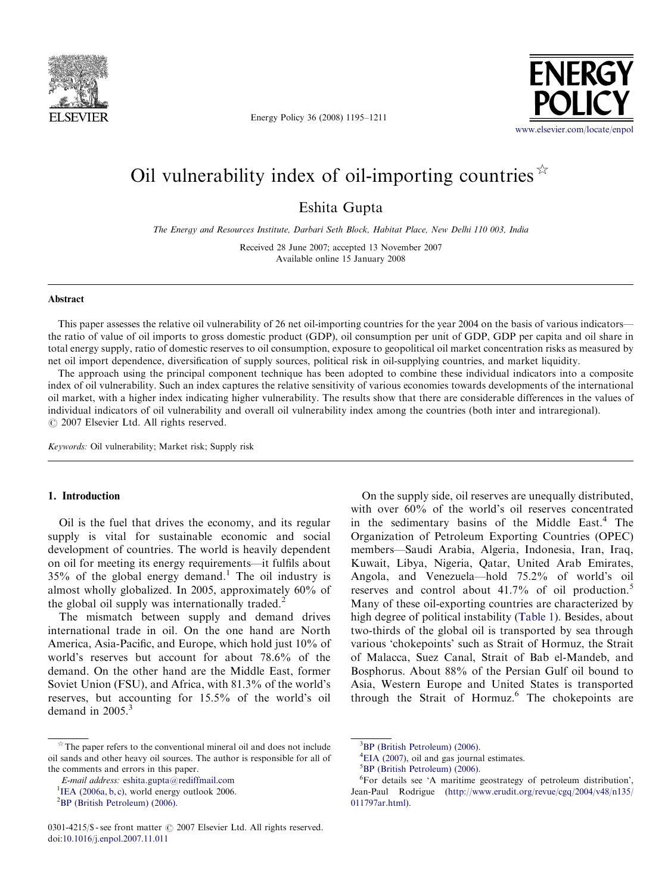# Oil vulnerability index of oil-importing countries ☆

Eshita Gupta

*The Energy and Resources Institute, Darbari Seth Block, Habitat Place, New Delhi 110 003, India*

Received 28 June 2007; accepted 13 November 2007
Available online 15 January 2008

## Abstract

This paper assesses the relative oil vulnerability of 26 net oil-importing countries for the year 2004 on the basis of various indicators—the ratio of value of oil imports to gross domestic product (GDP), oil consumption per unit of GDP, GDP per capita and oil share in total energy supply, ratio of domestic reserves to oil consumption, exposure to geopolitical oil market concentration risks as measured by net oil import dependence, diversification of supply sources, political risk in oil-supplying countries, and market liquidity.

The approach using the principal component technique has been adopted to combine these individual indicators into a composite index of oil vulnerability. Such an index captures the relative sensitivity of various economies towards developments of the international oil market, with a higher index indicating higher vulnerability. The results show that there are considerable differences in the values of individual indicators of oil vulnerability and overall oil vulnerability index among the countries (both inter and intraregional).
© 2007 Elsevier Ltd. All rights reserved.

*Keywords:* Oil vulnerability; Market risk; Supply risk

## 1. Introduction

Oil is the fuel that drives the economy, and its regular supply is vital for sustainable economic and social development of countries. The world is heavily dependent on oil for meeting its energy requirements—it fulfils about 35% of the global energy demand.[1] The oil industry is almost wholly globalized. In 2005, approximately 60% of the global oil supply was internationally traded.[2]

The mismatch between supply and demand drives international trade in oil. On the one hand are North America, Asia-Pacific, and Europe, which hold just 10% of world's reserves but account for about 78.6% of the demand. On the other hand are the Middle East, former Soviet Union (FSU), and Africa, with 81.3% of the world's reserves, but accounting for 15.5% of the world's oil demand in 2005.[3]

On the supply side, oil reserves are unequally distributed, with over 60% of the world's oil reserves concentrated in the sedimentary basins of the Middle East.[4] The Organization of Petroleum Exporting Countries (OPEC) members—Saudi Arabia, Algeria, Indonesia, Iran, Iraq, Kuwait, Libya, Nigeria, Qatar, United Arab Emirates, Angola, and Venezuela—hold 75.2% of world's oil reserves and control about 41.7% of oil production.[5] Many of these oil-exporting countries are characterized by high degree of political instability (Table 1). Besides, about two-thirds of the global oil is transported by sea through various 'chokepoints' such as Strait of Hormuz, the Strait of Malacca, Suez Canal, Strait of Bab el-Mandeb, and Bosphorus. About 88% of the Persian Gulf oil bound to Asia, Western Europe and United States is transported through the Strait of Hormuz.[6] The chokepoints are

---

☆ The paper refers to the conventional mineral oil and does not include oil sands and other heavy oil sources. The author is responsible for all of the comments and errors in this paper.

*E-mail address:* eshita.gupta@rediffmail.com

[1] IEA (2006a, b, c), world energy outlook 2006.

[2] BP (British Petroleum) (2006).

[3] BP (British Petroleum) (2006).

[4] EIA (2007), oil and gas journal estimates.

[5] BP (British Petroleum) (2006).

[6] For details see 'A maritime geostrategy of petroleum distribution', Jean-Paul Rodrigue (http://www.erudit.org/revue/cgq/2004/v48/n135/011797ar.html).

0301-4215/$ - see front matter © 2007 Elsevier Ltd. All rights reserved.
doi:10.1016/j.enpol.2007.11.011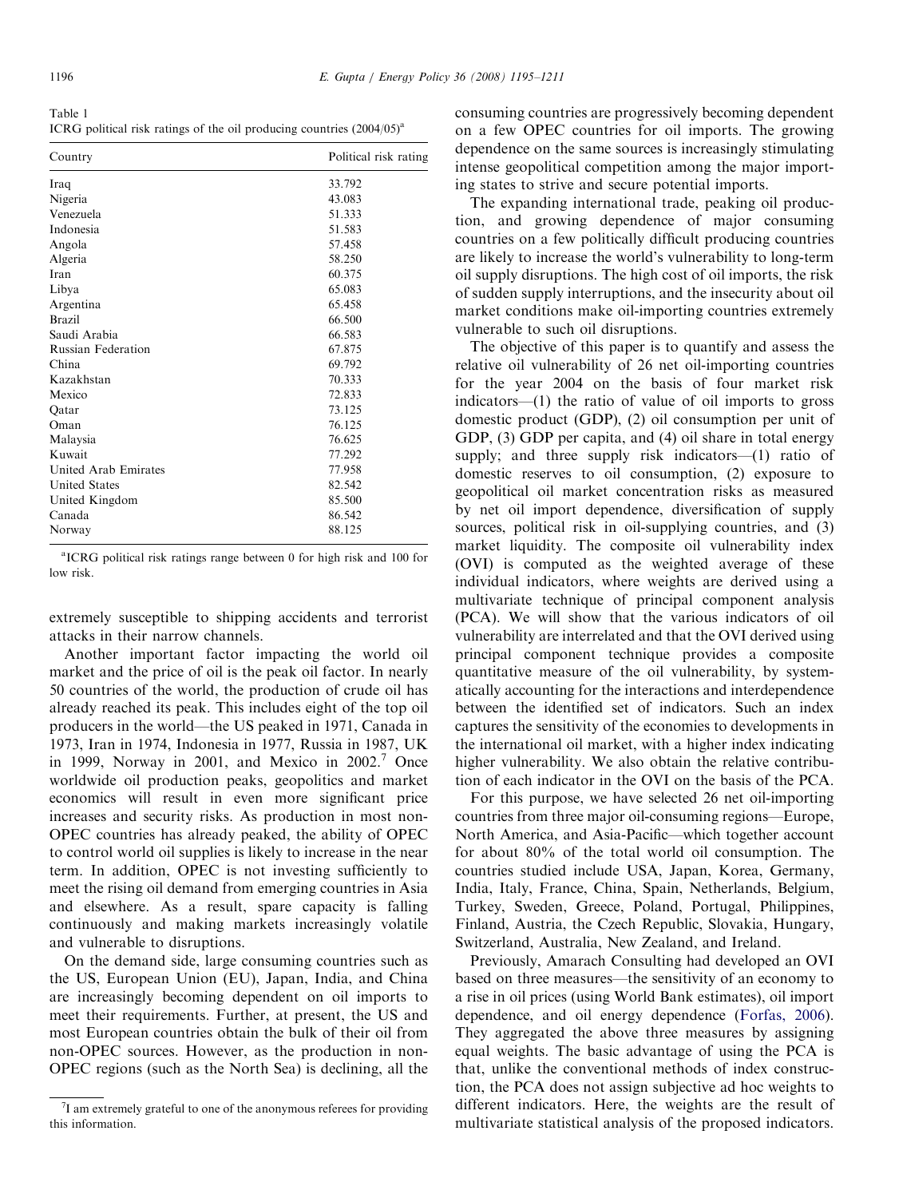Table 1
ICRG political risk ratings of the oil producing countries (2004/05)[a]

| Country | Political risk rating |
|---|---|
| Iraq | 33.792 |
| Nigeria | 43.083 |
| Venezuela | 51.333 |
| Indonesia | 51.583 |
| Angola | 57.458 |
| Algeria | 58.250 |
| Iran | 60.375 |
| Libya | 65.083 |
| Argentina | 65.458 |
| Brazil | 66.500 |
| Saudi Arabia | 66.583 |
| Russian Federation | 67.875 |
| China | 69.792 |
| Kazakhstan | 70.333 |
| Mexico | 72.833 |
| Qatar | 73.125 |
| Oman | 76.125 |
| Malaysia | 76.625 |
| Kuwait | 77.292 |
| United Arab Emirates | 77.958 |
| United States | 82.542 |
| United Kingdom | 85.500 |
| Canada | 86.542 |
| Norway | 88.125 |

[a]ICRG political risk ratings range between 0 for high risk and 100 for low risk.

extremely susceptible to shipping accidents and terrorist attacks in their narrow channels.

Another important factor impacting the world oil market and the price of oil is the peak oil factor. In nearly 50 countries of the world, the production of crude oil has already reached its peak. This includes eight of the top oil producers in the world—the US peaked in 1971, Canada in 1973, Iran in 1974, Indonesia in 1977, Russia in 1987, UK in 1999, Norway in 2001, and Mexico in 2002.[7] Once worldwide oil production peaks, geopolitics and market economics will result in even more significant price increases and security risks. As production in most non-OPEC countries has already peaked, the ability of OPEC to control world oil supplies is likely to increase in the near term. In addition, OPEC is not investing sufficiently to meet the rising oil demand from emerging countries in Asia and elsewhere. As a result, spare capacity is falling continuously and making markets increasingly volatile and vulnerable to disruptions.

On the demand side, large consuming countries such as the US, European Union (EU), Japan, India, and China are increasingly becoming dependent on oil imports to meet their requirements. Further, at present, the US and most European countries obtain the bulk of their oil from non-OPEC sources. However, as the production in non-OPEC regions (such as the North Sea) is declining, all the consuming countries are progressively becoming dependent on a few OPEC countries for oil imports. The growing dependence on the same sources is increasingly stimulating intense geopolitical competition among the major importing states to strive and secure potential imports.

The expanding international trade, peaking oil production, and growing dependence of major consuming countries on a few politically difficult producing countries are likely to increase the world's vulnerability to long-term oil supply disruptions. The high cost of oil imports, the risk of sudden supply interruptions, and the insecurity about oil market conditions make oil-importing countries extremely vulnerable to such oil disruptions.

The objective of this paper is to quantify and assess the relative oil vulnerability of 26 net oil-importing countries for the year 2004 on the basis of four market risk indicators—(1) the ratio of value of oil imports to gross domestic product (GDP), (2) oil consumption per unit of GDP, (3) GDP per capita, and (4) oil share in total energy supply; and three supply risk indicators—(1) ratio of domestic reserves to oil consumption, (2) exposure to geopolitical oil market concentration risks as measured by net oil import dependence, diversification of supply sources, political risk in oil-supplying countries, and (3) market liquidity. The composite oil vulnerability index (OVI) is computed as the weighted average of these individual indicators, where weights are derived using a multivariate technique of principal component analysis (PCA). We will show that the various indicators of oil vulnerability are interrelated and that the OVI derived using principal component technique provides a composite quantitative measure of the oil vulnerability, by systematically accounting for the interactions and interdependence between the identified set of indicators. Such an index captures the sensitivity of the economies to developments in the international oil market, with a higher index indicating higher vulnerability. We also obtain the relative contribution of each indicator in the OVI on the basis of the PCA.

For this purpose, we have selected 26 net oil-importing countries from three major oil-consuming regions—Europe, North America, and Asia-Pacific—which together account for about 80% of the total world oil consumption. The countries studied include USA, Japan, Korea, Germany, India, Italy, France, China, Spain, Netherlands, Belgium, Turkey, Sweden, Greece, Poland, Portugal, Philippines, Finland, Austria, the Czech Republic, Slovakia, Hungary, Switzerland, Australia, New Zealand, and Ireland.

Previously, Amarach Consulting had developed an OVI based on three measures—the sensitivity of an economy to a rise in oil prices (using World Bank estimates), oil import dependence, and oil energy dependence (Forfas, 2006). They aggregated the above three measures by assigning equal weights. The basic advantage of using the PCA is that, unlike the conventional methods of index construction, the PCA does not assign subjective ad hoc weights to different indicators. Here, the weights are the result of multivariate statistical analysis of the proposed indicators.

[7]I am extremely grateful to one of the anonymous referees for providing this information.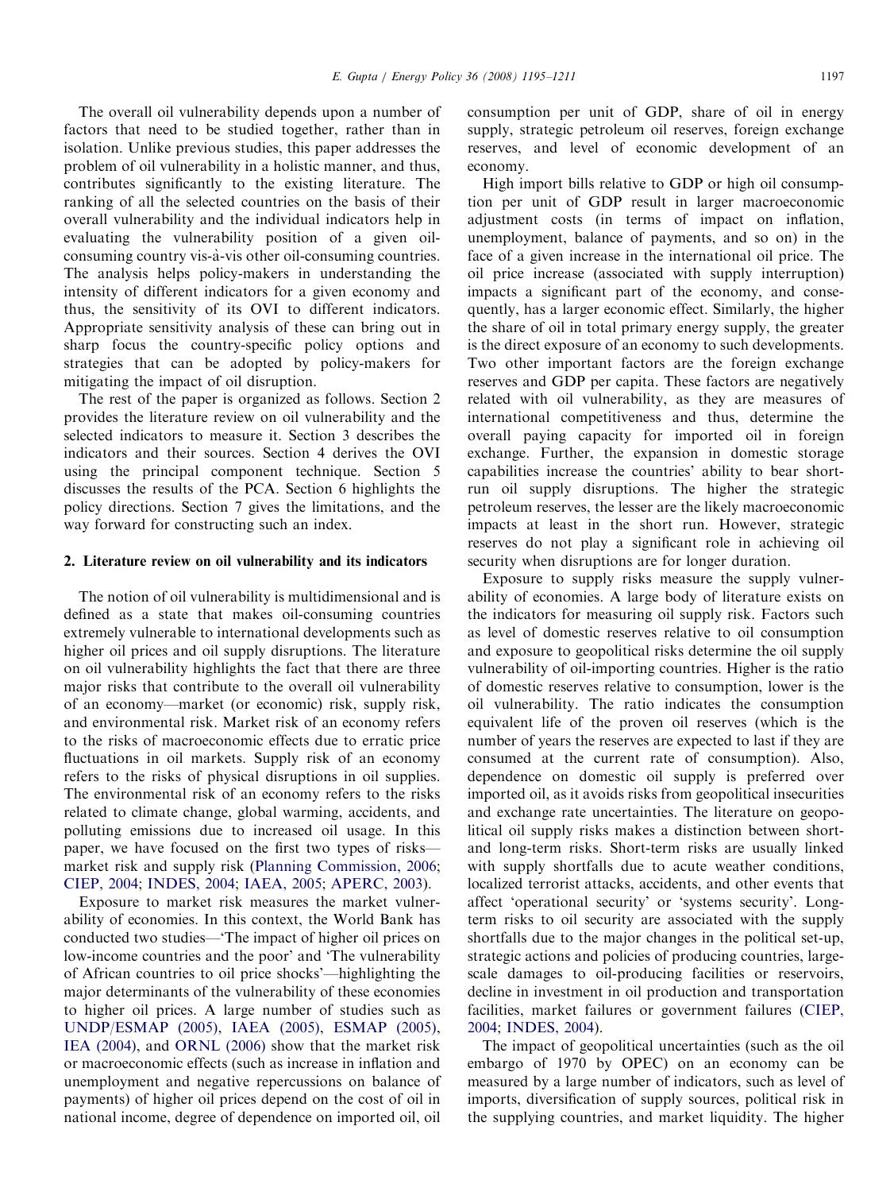The overall oil vulnerability depends upon a number of factors that need to be studied together, rather than in isolation. Unlike previous studies, this paper addresses the problem of oil vulnerability in a holistic manner, and thus, contributes significantly to the existing literature. The ranking of all the selected countries on the basis of their overall vulnerability and the individual indicators help in evaluating the vulnerability position of a given oil-consuming country vis-à-vis other oil-consuming countries. The analysis helps policy-makers in understanding the intensity of different indicators for a given economy and thus, the sensitivity of its OVI to different indicators. Appropriate sensitivity analysis of these can bring out in sharp focus the country-specific policy options and strategies that can be adopted by policy-makers for mitigating the impact of oil disruption.

The rest of the paper is organized as follows. Section 2 provides the literature review on oil vulnerability and the selected indicators to measure it. Section 3 describes the indicators and their sources. Section 4 derives the OVI using the principal component technique. Section 5 discusses the results of the PCA. Section 6 highlights the policy directions. Section 7 gives the limitations, and the way forward for constructing such an index.

## 2. Literature review on oil vulnerability and its indicators

The notion of oil vulnerability is multidimensional and is defined as a state that makes oil-consuming countries extremely vulnerable to international developments such as higher oil prices and oil supply disruptions. The literature on oil vulnerability highlights the fact that there are three major risks that contribute to the overall oil vulnerability of an economy—market (or economic) risk, supply risk, and environmental risk. Market risk of an economy refers to the risks of macroeconomic effects due to erratic price fluctuations in oil markets. Supply risk of an economy refers to the risks of physical disruptions in oil supplies. The environmental risk of an economy refers to the risks related to climate change, global warming, accidents, and polluting emissions due to increased oil usage. In this paper, we have focused on the first two types of risks—market risk and supply risk (Planning Commission, 2006; CIEP, 2004; INDES, 2004; IAEA, 2005; APERC, 2003).

Exposure to market risk measures the market vulnerability of economies. In this context, the World Bank has conducted two studies—'The impact of higher oil prices on low-income countries and the poor' and 'The vulnerability of African countries to oil price shocks'—highlighting the major determinants of the vulnerability of these economies to higher oil prices. A large number of studies such as UNDP/ESMAP (2005), IAEA (2005), ESMAP (2005), IEA (2004), and ORNL (2006) show that the market risk or macroeconomic effects (such as increase in inflation and unemployment and negative repercussions on balance of payments) of higher oil prices depend on the cost of oil in national income, degree of dependence on imported oil, oil consumption per unit of GDP, share of oil in energy supply, strategic petroleum oil reserves, foreign exchange reserves, and level of economic development of an economy.

High import bills relative to GDP or high oil consumption per unit of GDP result in larger macroeconomic adjustment costs (in terms of impact on inflation, unemployment, balance of payments, and so on) in the face of a given increase in the international oil price. The oil price increase (associated with supply interruption) impacts a significant part of the economy, and consequently, has a larger economic effect. Similarly, the higher the share of oil in total primary energy supply, the greater is the direct exposure of an economy to such developments. Two other important factors are the foreign exchange reserves and GDP per capita. These factors are negatively related with oil vulnerability, as they are measures of international competitiveness and thus, determine the overall paying capacity for imported oil in foreign exchange. Further, the expansion in domestic storage capabilities increase the countries' ability to bear short-run oil supply disruptions. The higher the strategic petroleum reserves, the lesser are the likely macroeconomic impacts at least in the short run. However, strategic reserves do not play a significant role in achieving oil security when disruptions are for longer duration.

Exposure to supply risks measure the supply vulnerability of economies. A large body of literature exists on the indicators for measuring oil supply risk. Factors such as level of domestic reserves relative to oil consumption and exposure to geopolitical risks determine the oil supply vulnerability of oil-importing countries. Higher is the ratio of domestic reserves relative to consumption, lower is the oil vulnerability. The ratio indicates the consumption equivalent life of the proven oil reserves (which is the number of years the reserves are expected to last if they are consumed at the current rate of consumption). Also, dependence on domestic oil supply is preferred over imported oil, as it avoids risks from geopolitical insecurities and exchange rate uncertainties. The literature on geopolitical oil supply risks makes a distinction between short- and long-term risks. Short-term risks are usually linked with supply shortfalls due to acute weather conditions, localized terrorist attacks, accidents, and other events that affect 'operational security' or 'systems security'. Long-term risks to oil security are associated with the supply shortfalls due to the major changes in the political set-up, strategic actions and policies of producing countries, large-scale damages to oil-producing facilities or reservoirs, decline in investment in oil production and transportation facilities, market failures or government failures (CIEP, 2004; INDES, 2004).

The impact of geopolitical uncertainties (such as the oil embargo of 1970 by OPEC) on an economy can be measured by a large number of indicators, such as level of imports, diversification of supply sources, political risk in the supplying countries, and market liquidity. The higher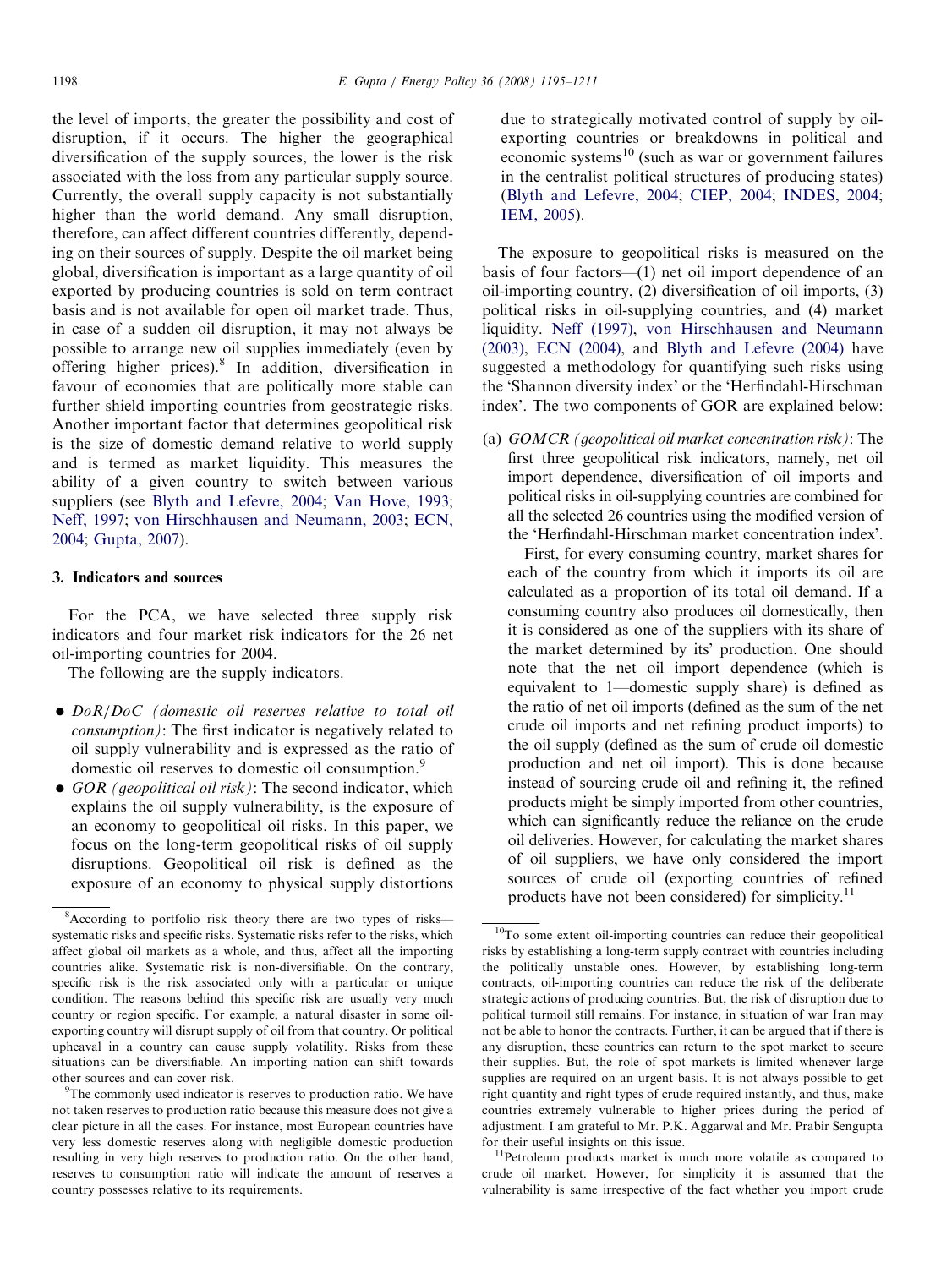the level of imports, the greater the possibility and cost of disruption, if it occurs. The higher the geographical diversification of the supply sources, the lower is the risk associated with the loss from any particular supply source. Currently, the overall supply capacity is not substantially higher than the world demand. Any small disruption, therefore, can affect different countries differently, depending on their sources of supply. Despite the oil market being global, diversification is important as a large quantity of oil exported by producing countries is sold on term contract basis and is not available for open oil market trade. Thus, in case of a sudden oil disruption, it may not always be possible to arrange new oil supplies immediately (even by offering higher prices).[8] In addition, diversification in favour of economies that are politically more stable can further shield importing countries from geostrategic risks. Another important factor that determines geopolitical risk is the size of domestic demand relative to world supply and is termed as market liquidity. This measures the ability of a given country to switch between various suppliers (see Blyth and Lefevre, 2004; Van Hove, 1993; Neff, 1997; von Hirschhausen and Neumann, 2003; ECN, 2004; Gupta, 2007).

## 3. Indicators and sources

For the PCA, we have selected three supply risk indicators and four market risk indicators for the 26 net oil-importing countries for 2004.

The following are the supply indicators.

- *DoR/DoC (domestic oil reserves relative to total oil consumption)*: The first indicator is negatively related to oil supply vulnerability and is expressed as the ratio of domestic oil reserves to domestic oil consumption.[9]
- *GOR (geopolitical oil risk)*: The second indicator, which explains the oil supply vulnerability, is the exposure of an economy to geopolitical oil risks. In this paper, we focus on the long-term geopolitical risks of oil supply disruptions. Geopolitical oil risk is defined as the exposure of an economy to physical supply distortions due to strategically motivated control of supply by oil-exporting countries or breakdowns in political and economic systems[10] (such as war or government failures in the centralist political structures of producing states) (Blyth and Lefevre, 2004; CIEP, 2004; INDES, 2004; IEM, 2005).

The exposure to geopolitical risks is measured on the basis of four factors—(1) net oil import dependence of an oil-importing country, (2) diversification of oil imports, (3) political risks in oil-supplying countries, and (4) market liquidity. Neff (1997), von Hirschhausen and Neumann (2003), ECN (2004), and Blyth and Lefevre (2004) have suggested a methodology for quantifying such risks using the 'Shannon diversity index' or the 'Herfindahl-Hirschman index'. The two components of GOR are explained below:

(a) *GOMCR (geopolitical oil market concentration risk)*: The first three geopolitical risk indicators, namely, net oil import dependence, diversification of oil imports and political risks in oil-supplying countries are combined for all the selected 26 countries using the modified version of the 'Herfindahl-Hirschman market concentration index'.

First, for every consuming country, market shares for each of the country from which it imports its oil are calculated as a proportion of its total oil demand. If a consuming country also produces oil domestically, then it is considered as one of the suppliers with its share of the market determined by its' production. One should note that the net oil import dependence (which is equivalent to 1—domestic supply share) is defined as the ratio of net oil imports (defined as the sum of the net crude oil imports and net refining product imports) to the oil supply (defined as the sum of crude oil domestic production and net oil import). This is done because instead of sourcing crude oil and refining it, the refined products might be simply imported from other countries, which can significantly reduce the reliance on the crude oil deliveries. However, for calculating the market shares of oil suppliers, we have only considered the import sources of crude oil (exporting countries of refined products have not been considered) for simplicity.[11]

---

[8] According to portfolio risk theory there are two types of risks—systematic risks and specific risks. Systematic risks refer to the risks, which affect global oil markets as a whole, and thus, affect all the importing countries alike. Systematic risk is non-diversifiable. On the contrary, specific risk is the risk associated only with a particular or unique condition. The reasons behind this specific risk are usually very much country or region specific. For example, a natural disaster in some oil-exporting country will disrupt supply of oil from that country. Or political upheaval in a country can cause supply volatility. Risks from these situations can be diversifiable. An importing nation can shift towards other sources and can cover risk.

[9] The commonly used indicator is reserves to production ratio. We have not taken reserves to production ratio because this measure does not give a clear picture in all the cases. For instance, most European countries have very less domestic reserves along with negligible domestic production resulting in very high reserves to production ratio. On the other hand, reserves to consumption ratio will indicate the amount of reserves a country possesses relative to its requirements.

[10] To some extent oil-importing countries can reduce their geopolitical risks by establishing a long-term supply contract with countries including the politically unstable ones. However, by establishing long-term contracts, oil-importing countries can reduce the risk of the deliberate strategic actions of producing countries. But, the risk of disruption due to political turmoil still remains. For instance, in situation of war Iran may not be able to honor the contracts. Further, it can be argued that if there is any disruption, these countries can return to the spot market to secure their supplies. But, the role of spot markets is limited whenever large supplies are required on an urgent basis. It is not always possible to get right quantity and right types of crude required instantly, and thus, make countries extremely vulnerable to higher prices during the period of adjustment. I am grateful to Mr. P.K. Aggarwal and Mr. Prabir Sengupta for their useful insights on this issue.

[11] Petroleum products market is much more volatile as compared to crude oil market. However, for simplicity it is assumed that the vulnerability is same irrespective of the fact whether you import crude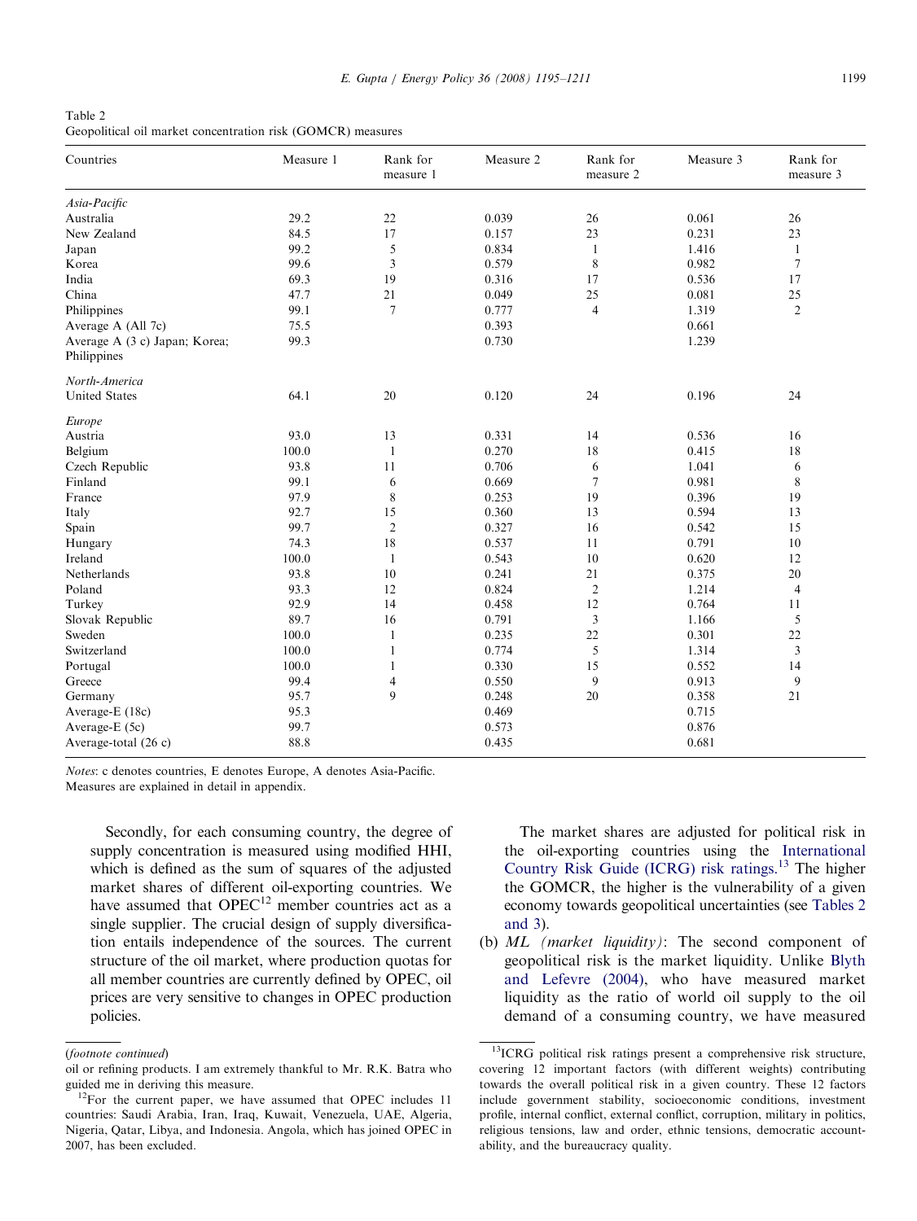Table 2
Geopolitical oil market concentration risk (GOMCR) measures

| Countries | Measure 1 | Rank for measure 1 | Measure 2 | Rank for measure 2 | Measure 3 | Rank for measure 3 |
|---|---|---|---|---|---|---|
| *Asia-Pacific* | | | | | | |
| Australia | 29.2 | 22 | 0.039 | 26 | 0.061 | 26 |
| New Zealand | 84.5 | 17 | 0.157 | 23 | 0.231 | 23 |
| Japan | 99.2 | 5 | 0.834 | 1 | 1.416 | 1 |
| Korea | 99.6 | 3 | 0.579 | 8 | 0.982 | 7 |
| India | 69.3 | 19 | 0.316 | 17 | 0.536 | 17 |
| China | 47.7 | 21 | 0.049 | 25 | 0.081 | 25 |
| Philippines | 99.1 | 7 | 0.777 | 4 | 1.319 | 2 |
| Average A (All 7c) | 75.5 | | 0.393 | | 0.661 | |
| Average A (3 c) Japan; Korea; Philippines | 99.3 | | 0.730 | | 1.239 | |
| *North-America* | | | | | | |
| United States | 64.1 | 20 | 0.120 | 24 | 0.196 | 24 |
| *Europe* | | | | | | |
| Austria | 93.0 | 13 | 0.331 | 14 | 0.536 | 16 |
| Belgium | 100.0 | 1 | 0.270 | 18 | 0.415 | 18 |
| Czech Republic | 93.8 | 11 | 0.706 | 6 | 1.041 | 6 |
| Finland | 99.1 | 6 | 0.669 | 7 | 0.981 | 8 |
| France | 97.9 | 8 | 0.253 | 19 | 0.396 | 19 |
| Italy | 92.7 | 15 | 0.360 | 13 | 0.594 | 13 |
| Spain | 99.7 | 2 | 0.327 | 16 | 0.542 | 15 |
| Hungary | 74.3 | 18 | 0.537 | 11 | 0.791 | 10 |
| Ireland | 100.0 | 1 | 0.543 | 10 | 0.620 | 12 |
| Netherlands | 93.8 | 10 | 0.241 | 21 | 0.375 | 20 |
| Poland | 93.3 | 12 | 0.824 | 2 | 1.214 | 4 |
| Turkey | 92.9 | 14 | 0.458 | 12 | 0.764 | 11 |
| Slovak Republic | 89.7 | 16 | 0.791 | 3 | 1.166 | 5 |
| Sweden | 100.0 | 1 | 0.235 | 22 | 0.301 | 22 |
| Switzerland | 100.0 | 1 | 0.774 | 5 | 1.314 | 3 |
| Portugal | 100.0 | 1 | 0.330 | 15 | 0.552 | 14 |
| Greece | 99.4 | 4 | 0.550 | 9 | 0.913 | 9 |
| Germany | 95.7 | 9 | 0.248 | 20 | 0.358 | 21 |
| Average-E (18c) | 95.3 | | 0.469 | | 0.715 | |
| Average-E (5c) | 99.7 | | 0.573 | | 0.876 | |
| Average-total (26 c) | 88.8 | | 0.435 | | 0.681 | |

*Notes*: c denotes countries, E denotes Europe, A denotes Asia-Pacific.
Measures are explained in detail in appendix.

Secondly, for each consuming country, the degree of supply concentration is measured using modified HHI, which is defined as the sum of squares of the adjusted market shares of different oil-exporting countries. We have assumed that OPEC[12] member countries act as a single supplier. The crucial design of supply diversification entails independence of the sources. The current structure of the oil market, where production quotas for all member countries are currently defined by OPEC, oil prices are very sensitive to changes in OPEC production policies.

The market shares are adjusted for political risk in the oil-exporting countries using the International Country Risk Guide (ICRG) risk ratings.[13] The higher the GOMCR, the higher is the vulnerability of a given economy towards geopolitical uncertainties (see Tables 2 and 3).

(b) *ML (market liquidity)*: The second component of geopolitical risk is the market liquidity. Unlike Blyth and Lefevre (2004), who have measured market liquidity as the ratio of world oil supply to the oil demand of a consuming country, we have measured

(*footnote continued*)
oil or refining products. I am extremely thankful to Mr. R.K. Batra who guided me in deriving this measure.

[12] For the current paper, we have assumed that OPEC includes 11 countries: Saudi Arabia, Iran, Iraq, Kuwait, Venezuela, UAE, Algeria, Nigeria, Qatar, Libya, and Indonesia. Angola, which has joined OPEC in 2007, has been excluded.

[13] ICRG political risk ratings present a comprehensive risk structure, covering 12 important factors (with different weights) contributing towards the overall political risk in a given country. These 12 factors include government stability, socioeconomic conditions, investment profile, internal conflict, external conflict, corruption, military in politics, religious tensions, law and order, ethnic tensions, democratic accountability, and the bureaucracy quality.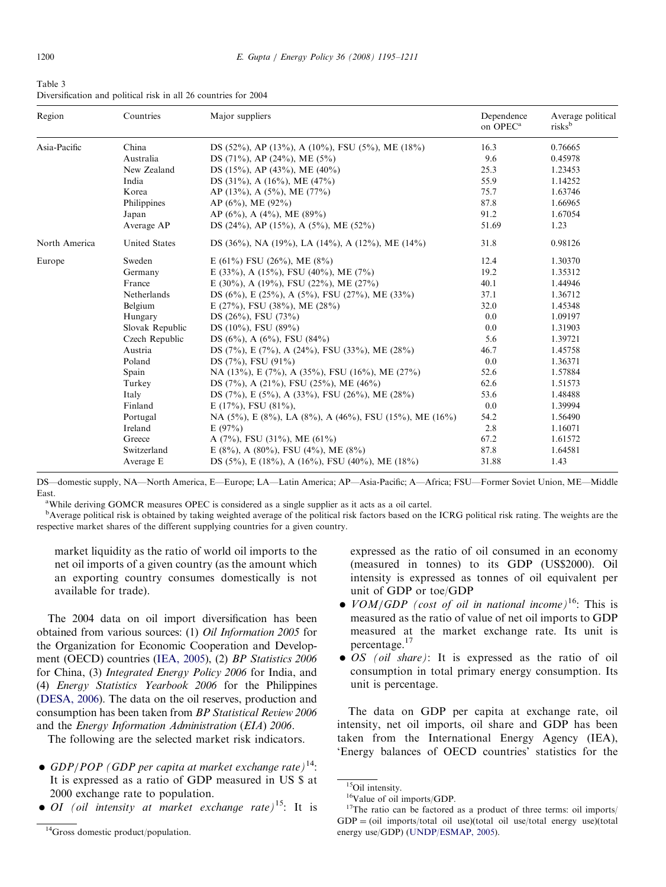Table 3
Diversification and political risk in all 26 countries for 2004

| Region | Countries | Major suppliers | Dependence on OPEC[a] | Average political risks[b] |
|---|---|---|---|---|
| Asia-Pacific | China | DS (52%), AP (13%), A (10%), FSU (5%), ME (18%) | 16.3 | 0.76665 |
| | Australia | DS (71%), AP (24%), ME (5%) | 9.6 | 0.45978 |
| | New Zealand | DS (15%), AP (43%), ME (40%) | 25.3 | 1.23453 |
| | India | DS (31%), A (16%), ME (47%) | 55.9 | 1.14252 |
| | Korea | AP (13%), A (5%), ME (77%) | 75.7 | 1.63746 |
| | Philippines | AP (6%), ME (92%) | 87.8 | 1.66965 |
| | Japan | AP (6%), A (4%), ME (89%) | 91.2 | 1.67054 |
| | Average AP | DS (24%), AP (15%), A (5%), ME (52%) | 51.69 | 1.23 |
| North America | United States | DS (36%), NA (19%), LA (14%), A (12%), ME (14%) | 31.8 | 0.98126 |
| Europe | Sweden | E (61%) FSU (26%), ME (8%) | 12.4 | 1.30370 |
| | Germany | E (33%), A (15%), FSU (40%), ME (7%) | 19.2 | 1.35312 |
| | France | E (30%), A (19%), FSU (22%), ME (27%) | 40.1 | 1.44946 |
| | Netherlands | DS (6%), E (25%), A (5%), FSU (27%), ME (33%) | 37.1 | 1.36712 |
| | Belgium | E (27%), FSU (38%), ME (28%) | 32.0 | 1.45348 |
| | Hungary | DS (26%), FSU (73%) | 0.0 | 1.09197 |
| | Slovak Republic | DS (10%), FSU (89%) | 0.0 | 1.31903 |
| | Czech Republic | DS (6%), A (6%), FSU (84%) | 5.6 | 1.39721 |
| | Austria | DS (7%), E (7%), A (24%), FSU (33%), ME (28%) | 46.7 | 1.45758 |
| | Poland | DS (7%), FSU (91%) | 0.0 | 1.36371 |
| | Spain | NA (13%), E (7%), A (35%), FSU (16%), ME (27%) | 52.6 | 1.57884 |
| | Turkey | DS (7%), A (21%), FSU (25%), ME (46%) | 62.6 | 1.51573 |
| | Italy | DS (7%), E (5%), A (33%), FSU (26%), ME (28%) | 53.6 | 1.48488 |
| | Finland | E (17%), FSU (81%), | 0.0 | 1.39994 |
| | Portugal | NA (5%), E (8%), LA (8%), A (46%), FSU (15%), ME (16%) | 54.2 | 1.56490 |
| | Ireland | E (97%) | 2.8 | 1.16071 |
| | Greece | A (7%), FSU (31%), ME (61%) | 67.2 | 1.61572 |
| | Switzerland | E (8%), A (80%), FSU (4%), ME (8%) | 87.8 | 1.64581 |
| | Average E | DS (5%), E (18%), A (16%), FSU (40%), ME (18%) | 31.88 | 1.43 |

DS—domestic supply, NA—North America, E—Europe; LA—Latin America; AP—Asia-Pacific; A—Africa; FSU—Former Soviet Union, ME—Middle East.

[a]While deriving GOMCR measures OPEC is considered as a single supplier as it acts as a oil cartel.

[b]Average political risk is obtained by taking weighted average of the political risk factors based on the ICRG political risk rating. The weights are the respective market shares of the different supplying countries for a given country.

market liquidity as the ratio of world oil imports to the net oil imports of a given country (as the amount which an exporting country consumes domestically is not available for trade).

The 2004 data on oil import diversification has been obtained from various sources: (1) *Oil Information 2005* for the Organization for Economic Cooperation and Development (OECD) countries (IEA, 2005), (2) *BP Statistics 2006* for China, (3) *Integrated Energy Policy 2006* for India, and (4) *Energy Statistics Yearbook 2006* for the Philippines (DESA, 2006). The data on the oil reserves, production and consumption has been taken from *BP Statistical Review 2006* and the *Energy Information Administration* (*EIA*) *2006*.

The following are the selected market risk indicators.

- *GDP/POP (GDP per capita at market exchange rate)*[14]: It is expressed as a ratio of GDP measured in US $ at 2000 exchange rate to population.
- *OI (oil intensity at market exchange rate)*[15]: It is expressed as the ratio of oil consumed in an economy (measured in tonnes) to its GDP (US$2000). Oil intensity is expressed as tonnes of oil equivalent per unit of GDP or toe/GDP
- *VOM/GDP (cost of oil in national income)*[16]: This is measured as the ratio of value of net oil imports to GDP measured at the market exchange rate. Its unit is percentage.[17]
- *OS (oil share)*: It is expressed as the ratio of oil consumption in total primary energy consumption. Its unit is percentage.

The data on GDP per capita at exchange rate, oil intensity, net oil imports, oil share and GDP has been taken from the International Energy Agency (IEA), 'Energy balances of OECD countries' statistics for the

[14]Gross domestic product/population.

[15]Oil intensity.

[16]Value of oil imports/GDP.

[17]The ratio can be factored as a product of three terms: oil imports/GDP = (oil imports/total oil use)(total oil use/total energy use)(total energy use/GDP) (UNDP/ESMAP, 2005).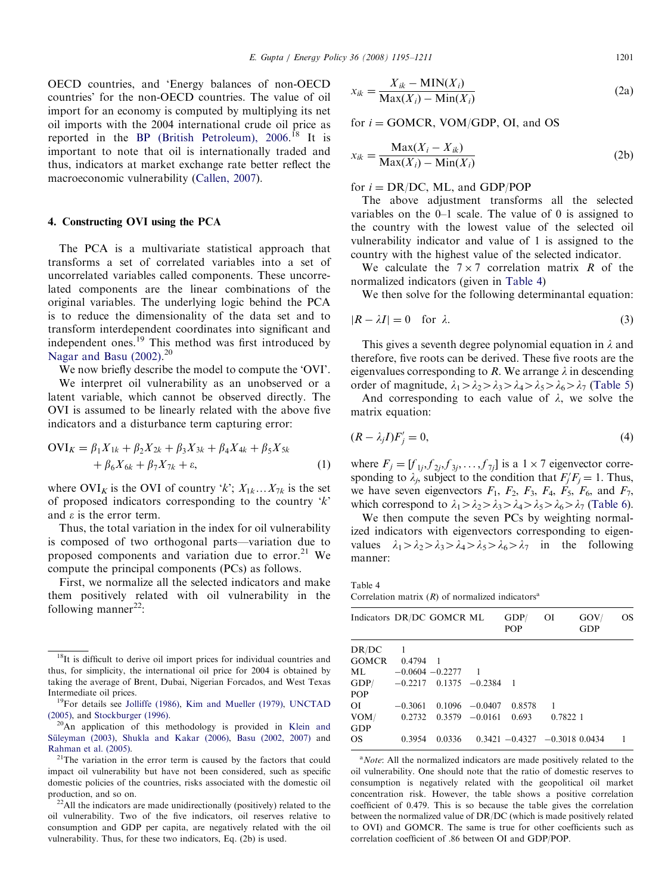OECD countries, and 'Energy balances of non-OECD countries' for the non-OECD countries. The value of oil import for an economy is computed by multiplying its net oil imports with the 2004 international crude oil price as reported in the BP (British Petroleum), 2006.[18] It is important to note that oil is internationally traded and thus, indicators at market exchange rate better reflect the macroeconomic vulnerability (Callen, 2007).

## 4. Constructing OVI using the PCA

The PCA is a multivariate statistical approach that transforms a set of correlated variables into a set of uncorrelated variables called components. These uncorrelated components are the linear combinations of the original variables. The underlying logic behind the PCA is to reduce the dimensionality of the data set and to transform interdependent coordinates into significant and independent ones.[19] This method was first introduced by Nagar and Basu (2002).[20]

We now briefly describe the model to compute the 'OVI'.

We interpret oil vulnerability as an unobserved or a latent variable, which cannot be observed directly. The OVI is assumed to be linearly related with the above five indicators and a disturbance term capturing error:

$$\mathrm{OVI}_K = \beta_1 X_{1k} + \beta_2 X_{2k} + \beta_3 X_{3k} + \beta_4 X_{4k} + \beta_5 X_{5k} + \beta_6 X_{6k} + \beta_7 X_{7k} + \varepsilon, \tag{1}$$

where $\mathrm{OVI}_K$ is the OVI of country '$k$'; $X_{1k} \ldots X_{7k}$ is the set of proposed indicators corresponding to the country '$k$' and $\varepsilon$ is the error term.

Thus, the total variation in the index for oil vulnerability is composed of two orthogonal parts—variation due to proposed components and variation due to error.[21] We compute the principal components (PCs) as follows.

First, we normalize all the selected indicators and make them positively related with oil vulnerability in the following manner[22]:

$$x_{ik} = \frac{X_{ik} - \mathrm{MIN}(X_i)}{\mathrm{Max}(X_i) - \mathrm{Min}(X_i)} \tag{2a}$$

for $i$ = GOMCR, VOM/GDP, OI, and OS

$$x_{ik} = \frac{\mathrm{Max}(X_i - X_{ik})}{\mathrm{Max}(X_i) - \mathrm{Min}(X_i)} \tag{2b}$$

for $i$ = DR/DC, ML, and GDP/POP

The above adjustment transforms all the selected variables on the 0–1 scale. The value of 0 is assigned to the country with the lowest value of the selected oil vulnerability indicator and value of 1 is assigned to the country with the highest value of the selected indicator.

We calculate the $7 \times 7$ correlation matrix $R$ of the normalized indicators (given in Table 4)

We then solve for the following determinantal equation:

$$|R - \lambda I| = 0 \quad \text{for } \lambda. \tag{3}$$

This gives a seventh degree polynomial equation in $\lambda$ and therefore, five roots can be derived. These five roots are the eigenvalues corresponding to $R$. We arrange $\lambda$ in descending order of magnitude, $\lambda_1 > \lambda_2 > \lambda_3 > \lambda_4 > \lambda_5 > \lambda_6 > \lambda_7$ (Table 5)

And corresponding to each value of $\lambda$, we solve the matrix equation:

$$(R - \lambda_j I)F_j' = 0, \tag{4}$$

where $F_j = [f_{1j}, f_{2j}, f_{3j}, \ldots, f_{7j}]$ is a $1 \times 7$ eigenvector corresponding to $\lambda_j$, subject to the condition that $F_j' F_j = 1$. Thus, we have seven eigenvectors $F_1$, $F_2$, $F_3$, $F_4$, $F_5$, $F_6$, and $F_7$, which correspond to $\lambda_1 > \lambda_2 > \lambda_3 > \lambda_4 > \lambda_5 > \lambda_6 > \lambda_7$ (Table 6).

We then compute the seven PCs by weighting normalized indicators with eigenvectors corresponding to eigenvalues $\lambda_1 > \lambda_2 > \lambda_3 > \lambda_4 > \lambda_5 > \lambda_6 > \lambda_7$ in the following manner:

Table 4
Correlation matrix ($R$) of normalized indicators[a]

| Indicators | DR/DC | GOMCR | ML | GDP/POP | OI | GOV/GDP | OS |
|---|---|---|---|---|---|---|---|
| DR/DC | 1 | | | | | | |
| GOMCR | 0.4794 | 1 | | | | | |
| ML | −0.0604 | −0.2277 | 1 | | | | |
| GDP/POP | −0.2217 | 0.1375 | −0.2384 | 1 | | | |
| OI | −0.3061 | 0.1096 | −0.0407 | 0.8578 | 1 | | |
| VOM/GDP | 0.2732 | 0.3579 | −0.0161 | 0.693 | 0.7822 | 1 | |
| OS | 0.3954 | 0.0336 | 0.3421 | −0.4327 | −0.3018 | 0.0434 | 1 |

[a]*Note*: All the normalized indicators are made positively related to the oil vulnerability. One should note that the ratio of domestic reserves to consumption is negatively related with the geopolitical oil market concentration risk. However, the table shows a positive correlation coefficient of 0.479. This is so because the table gives the correlation between the normalized value of DR/DC (which is made positively related to OVI) and GOMCR. The same is true for other coefficients such as correlation coefficient of .86 between OI and GDP/POP.

[18]It is difficult to derive oil import prices for individual countries and thus, for simplicity, the international oil price for 2004 is obtained by taking the average of Brent, Dubai, Nigerian Forcados, and West Texas Intermediate oil prices.

[19]For details see Jolliffe (1986), Kim and Mueller (1979), UNCTAD (2005), and Stockburger (1996).

[20]An application of this methodology is provided in Klein and Süleyman (2003), Shukla and Kakar (2006), Basu (2002, 2007) and Rahman et al. (2005).

[21]The variation in the error term is caused by the factors that could impact oil vulnerability but have not been considered, such as specific domestic policies of the countries, risks associated with the domestic oil production, and so on.

[22]All the indicators are made unidirectionally (positively) related to the oil vulnerability. Two of the five indicators, oil reserves relative to consumption and GDP per capita, are negatively related with the oil vulnerability. Thus, for these two indicators, Eq. (2b) is used.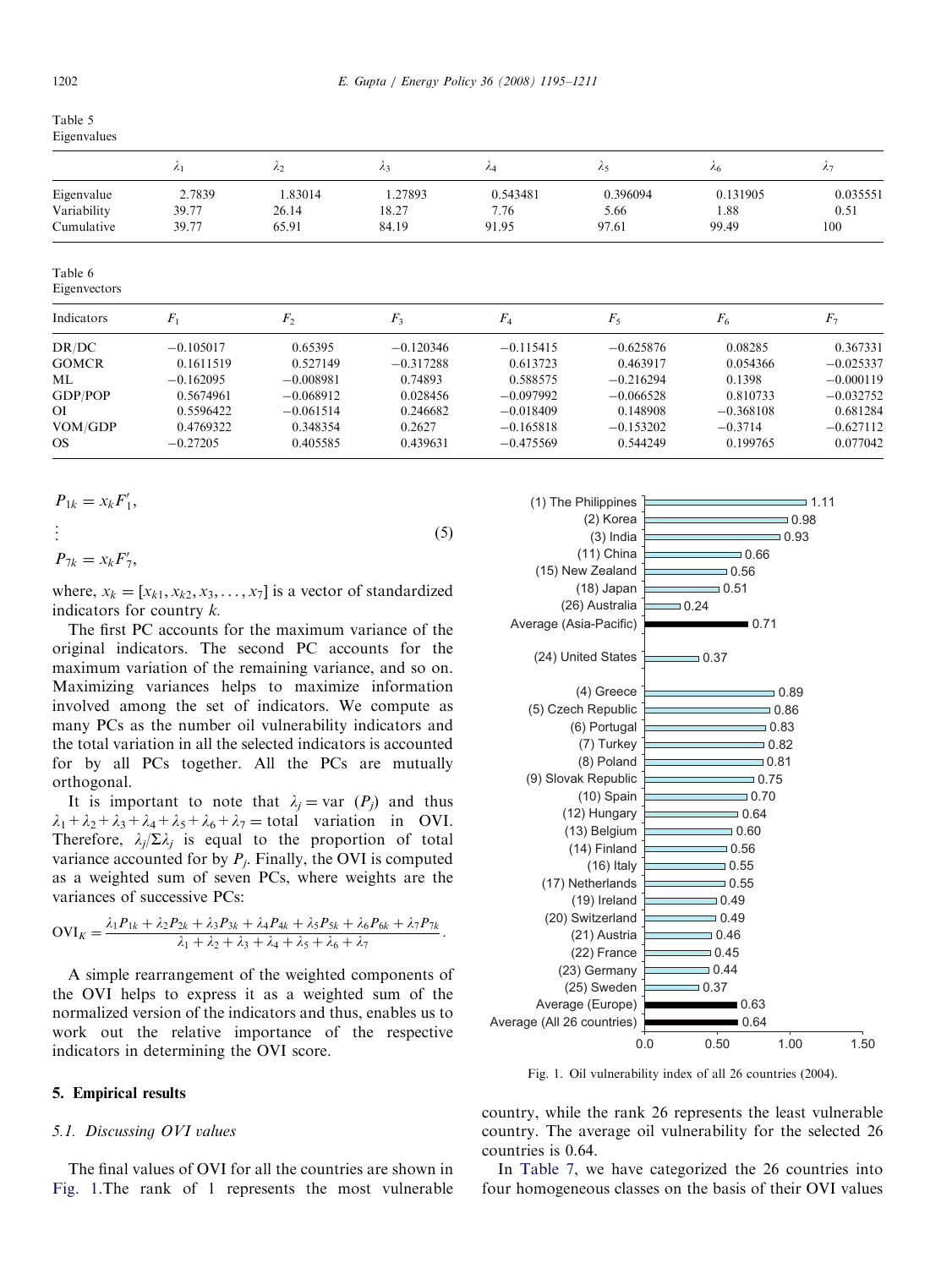Table 5
Eigenvalues

| | $\lambda_1$ | $\lambda_2$ | $\lambda_3$ | $\lambda_4$ | $\lambda_5$ | $\lambda_6$ | $\lambda_7$ |
|---|---|---|---|---|---|---|---|
| Eigenvalue | 2.7839 | 1.83014 | 1.27893 | 0.543481 | 0.396094 | 0.131905 | 0.035551 |
| Variability | 39.77 | 26.14 | 18.27 | 7.76 | 5.66 | 1.88 | 0.51 |
| Cumulative | 39.77 | 65.91 | 84.19 | 91.95 | 97.61 | 99.49 | 100 |

Table 6
Eigenvectors

| Indicators | $F_1$ | $F_2$ | $F_3$ | $F_4$ | $F_5$ | $F_6$ | $F_7$ |
|---|---|---|---|---|---|---|---|
| DR/DC | −0.105017 | 0.65395 | −0.120346 | −0.115415 | −0.625876 | 0.08285 | 0.367331 |
| GOMCR | 0.1611519 | 0.527149 | −0.317288 | 0.613723 | 0.463917 | 0.054366 | −0.025337 |
| ML | −0.162095 | −0.008981 | 0.74893 | 0.588575 | −0.216294 | 0.1398 | −0.000119 |
| GDP/POP | 0.5674961 | −0.068912 | 0.028456 | −0.097992 | −0.066528 | 0.810733 | −0.032752 |
| OI | 0.5596422 | −0.061514 | 0.246682 | −0.018409 | 0.148908 | −0.368108 | 0.681284 |
| VOM/GDP | 0.4769322 | 0.348354 | 0.2627 | −0.165818 | −0.153202 | −0.3714 | −0.627112 |
| OS | −0.27205 | 0.405585 | 0.439631 | −0.475569 | 0.544249 | 0.199765 | 0.077042 |

$$
\begin{aligned}
P_{1k} &= x_k F_1', \\
&\vdots \\
P_{7k} &= x_k F_7',
\end{aligned} \tag{5}
$$

where, $x_k = [x_{k1}, x_{k2}, x_3, \ldots, x_7]$ is a vector of standardized indicators for country $k$.

The first PC accounts for the maximum variance of the original indicators. The second PC accounts for the maximum variation of the remaining variance, and so on. Maximizing variances helps to maximize information involved among the set of indicators. We compute as many PCs as the number oil vulnerability indicators and the total variation in all the selected indicators is accounted for by all PCs together. All the PCs are mutually orthogonal.

It is important to note that $\lambda_j = \text{var}\ (P_j)$ and thus $\lambda_1 + \lambda_2 + \lambda_3 + \lambda_4 + \lambda_5 + \lambda_6 + \lambda_7 =$ total variation in OVI. Therefore, $\lambda_j / \Sigma \lambda_j$ is equal to the proportion of total variance accounted for by $P_j$. Finally, the OVI is computed as a weighted sum of seven PCs, where weights are the variances of successive PCs:

$$
\text{OVI}_K = \frac{\lambda_1 P_{1k} + \lambda_2 P_{2k} + \lambda_3 P_{3k} + \lambda_4 P_{4k} + \lambda_5 P_{5k} + \lambda_6 P_{6k} + \lambda_7 P_{7k}}{\lambda_1 + \lambda_2 + \lambda_3 + \lambda_4 + \lambda_5 + \lambda_6 + \lambda_7}.
$$

A simple rearrangement of the weighted components of the OVI helps to express it as a weighted sum of the normalized version of the indicators and thus, enables us to work out the relative importance of the respective indicators in determining the OVI score.

## 5. Empirical results

### 5.1. Discussing OVI values

The final values of OVI for all the countries are shown in Fig. 1.The rank of 1 represents the most vulnerable country, while the rank 26 represents the least vulnerable country. The average oil vulnerability for the selected 26 countries is 0.64.

| Country | OVI |
|---|---|
| (1) The Philippines | 1.11 |
| (2) Korea | 0.98 |
| (3) India | 0.93 |
| (11) China | 0.66 |
| (15) New Zealand | 0.56 |
| (18) Japan | 0.51 |
| (26) Australia | 0.24 |
| Average (Asia-Pacific) | 0.71 |
| (24) United States | 0.37 |
| (4) Greece | 0.89 |
| (5) Czech Republic | 0.86 |
| (6) Portugal | 0.83 |
| (7) Turkey | 0.82 |
| (8) Poland | 0.81 |
| (9) Slovak Republic | 0.75 |
| (10) Spain | 0.70 |
| (12) Hungary | 0.64 |
| (13) Belgium | 0.60 |
| (14) Finland | 0.56 |
| (16) Italy | 0.55 |
| (17) Netherlands | 0.55 |
| (19) Ireland | 0.49 |
| (20) Switzerland | 0.49 |
| (21) Austria | 0.46 |
| (22) France | 0.45 |
| (23) Germany | 0.44 |
| (25) Sweden | 0.37 |
| Average (Europe) | 0.63 |
| Average (All 26 countries) | 0.64 |

Fig. 1. Oil vulnerability index of all 26 countries (2004).

In Table 7, we have categorized the 26 countries into four homogeneous classes on the basis of their OVI values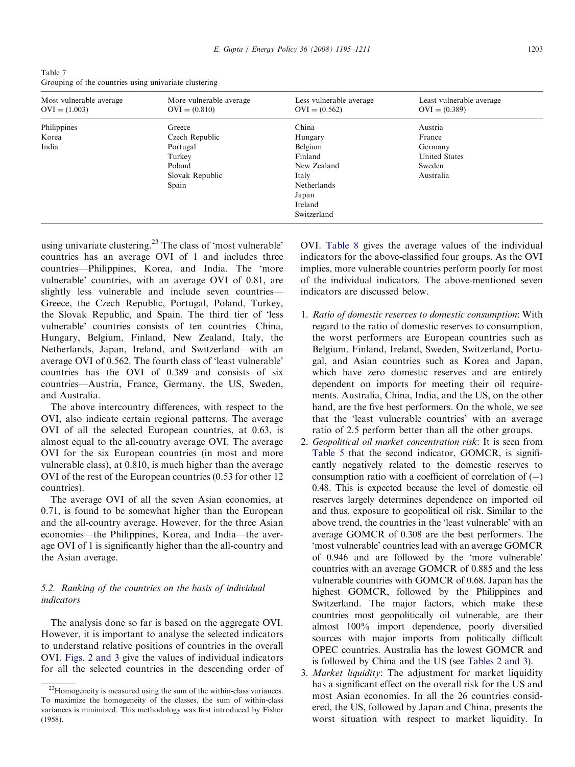Table 7
Grouping of the countries using univariate clustering

| Most vulnerable average OVI = (1.003) | More vulnerable average OVI = (0.810) | Less vulnerable average OVI = (0.562) | Least vulnerable average OVI = (0.389) |
|---|---|---|---|
| Philippines | Greece | China | Austria |
| Korea | Czech Republic | Hungary | France |
| India | Portugal | Belgium | Germany |
| | Turkey | Finland | United States |
| | Poland | New Zealand | Sweden |
| | Slovak Republic | Italy | Australia |
| | Spain | Netherlands | |
| | | Japan | |
| | | Ireland | |
| | | Switzerland | |

using univariate clustering.[23] The class of 'most vulnerable' countries has an average OVI of 1 and includes three countries—Philippines, Korea, and India. The 'more vulnerable' countries, with an average OVI of 0.81, are slightly less vulnerable and include seven countries—Greece, the Czech Republic, Portugal, Poland, Turkey, the Slovak Republic, and Spain. The third tier of 'less vulnerable' countries consists of ten countries—China, Hungary, Belgium, Finland, New Zealand, Italy, the Netherlands, Japan, Ireland, and Switzerland—with an average OVI of 0.562. The fourth class of 'least vulnerable' countries has the OVI of 0.389 and consists of six countries—Austria, France, Germany, the US, Sweden, and Australia.

The above intercountry differences, with respect to the OVI, also indicate certain regional patterns. The average OVI of all the selected European countries, at 0.63, is almost equal to the all-country average OVI. The average OVI for the six European countries (in most and more vulnerable class), at 0.810, is much higher than the average OVI of the rest of the European countries (0.53 for other 12 countries).

The average OVI of all the seven Asian economies, at 0.71, is found to be somewhat higher than the European and the all-country average. However, for the three Asian economies—the Philippines, Korea, and India—the average OVI of 1 is significantly higher than the all-country and the Asian average.

### 5.2. Ranking of the countries on the basis of individual indicators

The analysis done so far is based on the aggregate OVI. However, it is important to analyse the selected indicators to understand relative positions of countries in the overall OVI. Figs. 2 and 3 give the values of individual indicators for all the selected countries in the descending order of OVI. Table 8 gives the average values of the individual indicators for the above-classified four groups. As the OVI implies, more vulnerable countries perform poorly for most of the individual indicators. The above-mentioned seven indicators are discussed below.

1. *Ratio of domestic reserves to domestic consumption*: With regard to the ratio of domestic reserves to consumption, the worst performers are European countries such as Belgium, Finland, Ireland, Sweden, Switzerland, Portugal, and Asian countries such as Korea and Japan, which have zero domestic reserves and are entirely dependent on imports for meeting their oil requirements. Australia, China, India, and the US, on the other hand, are the five best performers. On the whole, we see that the 'least vulnerable countries' with an average ratio of 2.5 perform better than all the other groups.
2. *Geopolitical oil market concentration risk*: It is seen from Table 5 that the second indicator, GOMCR, is significantly negatively related to the domestic reserves to consumption ratio with a coefficient of correlation of (−) 0.48. This is expected because the level of domestic oil reserves largely determines dependence on imported oil and thus, exposure to geopolitical oil risk. Similar to the above trend, the countries in the 'least vulnerable' with an average GOMCR of 0.308 are the best performers. The 'most vulnerable' countries lead with an average GOMCR of 0.946 and are followed by the 'more vulnerable' countries with an average GOMCR of 0.885 and the less vulnerable countries with GOMCR of 0.68. Japan has the highest GOMCR, followed by the Philippines and Switzerland. The major factors, which make these countries most geopolitically oil vulnerable, are their almost 100% import dependence, poorly diversified sources with major imports from politically difficult OPEC countries. Australia has the lowest GOMCR and is followed by China and the US (see Tables 2 and 3).
3. *Market liquidity*: The adjustment for market liquidity has a significant effect on the overall risk for the US and most Asian economies. In all the 26 countries considered, the US, followed by Japan and China, presents the worst situation with respect to market liquidity. In

[23] Homogeneity is measured using the sum of the within-class variances. To maximize the homogeneity of the classes, the sum of within-class variances is minimized. This methodology was first introduced by Fisher (1958).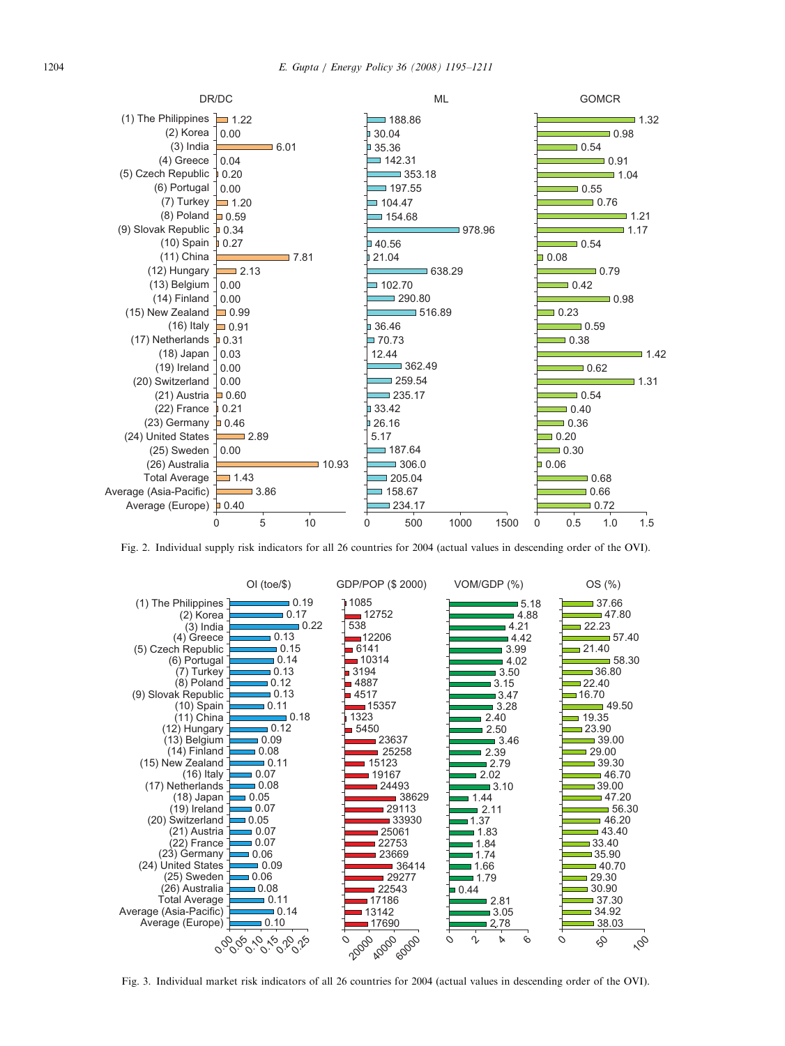| Country | DR/DC | ML | GOMCR |
|---|---|---|---|
| (1) The Philippines | 1.22 | 188.86 | 1.32 |
| (2) Korea | 0.00 | 30.04 | 0.98 |
| (3) India | 6.01 | 35.36 | 0.54 |
| (4) Greece | 0.04 | 142.31 | 0.91 |
| (5) Czech Republic | 0.20 | 353.18 | 1.04 |
| (6) Portugal | 0.00 | 197.55 | 0.55 |
| (7) Turkey | 1.20 | 104.47 | 0.76 |
| (8) Poland | 0.59 | 154.68 | 1.21 |
| (9) Slovak Republic | 0.34 | 978.96 | 1.17 |
| (10) Spain | 0.27 | 40.56 | 0.54 |
| (11) China | 7.81 | 21.04 | 0.08 |
| (12) Hungary | 2.13 | 638.29 | 0.79 |
| (13) Belgium | 0.00 | 102.70 | 0.42 |
| (14) Finland | 0.00 | 290.80 | 0.98 |
| (15) New Zealand | 0.99 | 516.89 | 0.23 |
| (16) Italy | 0.91 | 36.46 | 0.59 |
| (17) Netherlands | 0.31 | 70.73 | 0.38 |
| (18) Japan | 0.03 | 12.44 | 1.42 |
| (19) Ireland | 0.00 | 362.49 | 0.62 |
| (20) Switzerland | 0.00 | 259.54 | 1.31 |
| (21) Austria | 0.60 | 235.17 | 0.54 |
| (22) France | 0.21 | 33.42 | 0.40 |
| (23) Germany | 0.46 | 26.16 | 0.36 |
| (24) United States | 2.89 | 5.17 | 0.20 |
| (25) Sweden | 0.00 | 187.64 | 0.30 |
| (26) Australia | 10.93 | 306.0 | 0.06 |
| Total Average | 1.43 | 205.04 | 0.68 |
| Average (Asia-Pacific) | 3.86 | 158.67 | 0.66 |
| Average (Europe) | 0.40 | 234.17 | 0.72 |

Fig. 2. Individual supply risk indicators for all 26 countries for 2004 (actual values in descending order of the OVI).

| Country | OI (toe/$) | GDP/POP ($ 2000) | VOM/GDP (%) | OS (%) |
|---|---|---|---|---|
| (1) The Philippines | 0.19 | 1085 | 5.18 | 37.66 |
| (2) Korea | 0.17 | 12752 | 4.88 | 47.80 |
| (3) India | 0.22 | 538 | 4.21 | 22.23 |
| (4) Greece | 0.13 | 12206 | 4.42 | 57.40 |
| (5) Czech Republic | 0.15 | 6141 | 3.99 | 21.40 |
| (6) Portugal | 0.14 | 10314 | 4.02 | 58.30 |
| (7) Turkey | 0.13 | 3194 | 3.50 | 36.80 |
| (8) Poland | 0.12 | 4887 | 3.15 | 22.40 |
| (9) Slovak Republic | 0.13 | 4517 | 3.47 | 16.70 |
| (10) Spain | 0.11 | 15357 | 3.28 | 49.50 |
| (11) China | 0.18 | 1323 | 2.40 | 19.35 |
| (12) Hungary | 0.12 | 5450 | 2.50 | 23.90 |
| (13) Belgium | 0.09 | 23637 | 3.46 | 39.00 |
| (14) Finland | 0.08 | 25258 | 2.39 | 29.00 |
| (15) New Zealand | 0.11 | 15123 | 2.79 | 39.30 |
| (16) Italy | 0.07 | 19167 | 2.02 | 46.70 |
| (17) Netherlands | 0.08 | 24493 | 3.10 | 39.00 |
| (18) Japan | 0.05 | 38629 | 1.44 | 47.20 |
| (19) Ireland | 0.07 | 29113 | 2.11 | 56.30 |
| (20) Switzerland | 0.05 | 33930 | 1.37 | 46.20 |
| (21) Austria | 0.07 | 25061 | 1.83 | 43.40 |
| (22) France | 0.07 | 22753 | 1.84 | 33.40 |
| (23) Germany | 0.06 | 23669 | 1.74 | 35.90 |
| (24) United States | 0.09 | 36414 | 1.66 | 40.70 |
| (25) Sweden | 0.06 | 29277 | 1.79 | 29.30 |
| (26) Australia | 0.08 | 22543 | 0.44 | 30.90 |
| Total Average | 0.11 | 17186 | 2.81 | 37.30 |
| Average (Asia-Pacific) | 0.14 | 13142 | 3.05 | 34.92 |
| Average (Europe) | 0.10 | 17690 | 2.78 | 38.03 |

Fig. 3. Individual market risk indicators of all 26 countries for 2004 (actual values in descending order of the OVI).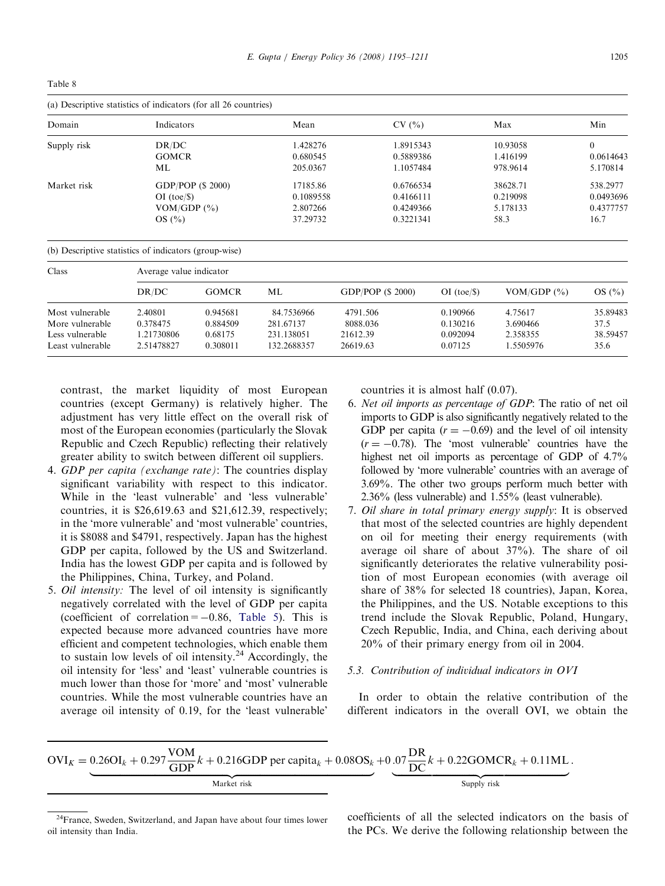Table 8

(a) Descriptive statistics of indicators (for all 26 countries)

| Domain | Indicators | Mean | CV (%) | Max | Min |
|---|---|---|---|---|---|
| Supply risk | DR/DC | 1.428276 | 1.8915343 | 10.93058 | 0 |
| | GOMCR | 0.680545 | 0.5889386 | 1.416199 | 0.0614643 |
| | ML | 205.0367 | 1.1057484 | 978.9614 | 5.170814 |
| Market risk | GDP/POP ($ 2000) | 17185.86 | 0.6766534 | 38628.71 | 538.2977 |
| | OI (toe/$) | 0.1089558 | 0.4166111 | 0.219098 | 0.0493696 |
| | VOM/GDP (%) | 2.807266 | 0.4249366 | 5.178133 | 0.4377757 |
| | OS (%) | 37.29732 | 0.3221341 | 58.3 | 16.7 |

(b) Descriptive statistics of indicators (group-wise)

| Class | Average value indicator | | | | | | |
|---|---|---|---|---|---|---|---|
| | DR/DC | GOMCR | ML | GDP/POP ($ 2000) | OI (toe/$) | VOM/GDP (%) | OS (%) |
| Most vulnerable | 2.40801 | 0.945681 | 84.7536966 | 4791.506 | 0.190966 | 4.75617 | 35.89483 |
| More vulnerable | 0.378475 | 0.884509 | 281.67137 | 8088.036 | 0.130216 | 3.690466 | 37.5 |
| Less vulnerable | 1.21730806 | 0.68175 | 231.138051 | 21612.39 | 0.092094 | 2.358355 | 38.59457 |
| Least vulnerable | 2.51478827 | 0.308011 | 132.2688357 | 26619.63 | 0.07125 | 1.5505976 | 35.6 |

contrast, the market liquidity of most European countries (except Germany) is relatively higher. The adjustment has very little effect on the overall risk of most of the European economies (particularly the Slovak Republic and Czech Republic) reflecting their relatively greater ability to switch between different oil suppliers.

4. *GDP per capita (exchange rate)*: The countries display significant variability with respect to this indicator. While in the 'least vulnerable' and 'less vulnerable' countries, it is $26,619.63 and $21,612.39, respectively; in the 'more vulnerable' and 'most vulnerable' countries, it is $8088 and $4791, respectively. Japan has the highest GDP per capita, followed by the US and Switzerland. India has the lowest GDP per capita and is followed by the Philippines, China, Turkey, and Poland.
5. *Oil intensity:* The level of oil intensity is significantly negatively correlated with the level of GDP per capita (coefficient of correlation $= -0.86$, Table 5). This is expected because more advanced countries have more efficient and competent technologies, which enable them to sustain low levels of oil intensity.[24] Accordingly, the oil intensity for 'less' and 'least' vulnerable countries is much lower than those for 'more' and 'most' vulnerable countries. While the most vulnerable countries have an average oil intensity of 0.19, for the 'least vulnerable' countries it is almost half (0.07).
6. *Net oil imports as percentage of GDP*: The ratio of net oil imports to GDP is also significantly negatively related to the GDP per capita ($r = -0.69$) and the level of oil intensity ($r = -0.78$). The 'most vulnerable' countries have the highest net oil imports as percentage of GDP of 4.7% followed by 'more vulnerable' countries with an average of 3.69%. The other two groups perform much better with 2.36% (less vulnerable) and 1.55% (least vulnerable).
7. *Oil share in total primary energy supply*: It is observed that most of the selected countries are highly dependent on oil for meeting their energy requirements (with average oil share of about 37%). The share of oil significantly deteriorates the relative vulnerability position of most European economies (with average oil share of 38% for selected 18 countries), Japan, Korea, the Philippines, and the US. Notable exceptions to this trend include the Slovak Republic, Poland, Hungary, Czech Republic, India, and China, each deriving about 20% of their primary energy from oil in 2004.

### 5.3. Contribution of individual indicators in OVI

In order to obtain the relative contribution of the different indicators in the overall OVI, we obtain the coefficients of all the selected indicators on the basis of the PCs. We derive the following relationship between the

$$\mathrm{OVI}_K = \underbrace{0.26\mathrm{OI}_k + 0.297\frac{\mathrm{VOM}}{\mathrm{GDP}}k + 0.216\mathrm{GDP\ per\ capita}_k + 0.08\mathrm{OS}_k}_{\text{Market risk}} + \underbrace{0.07\frac{\mathrm{DR}}{\mathrm{DC}}k + 0.22\mathrm{GOMCR}_k + 0.11\mathrm{ML}}_{\text{Supply risk}}.$$

[24] France, Sweden, Switzerland, and Japan have about four times lower oil intensity than India.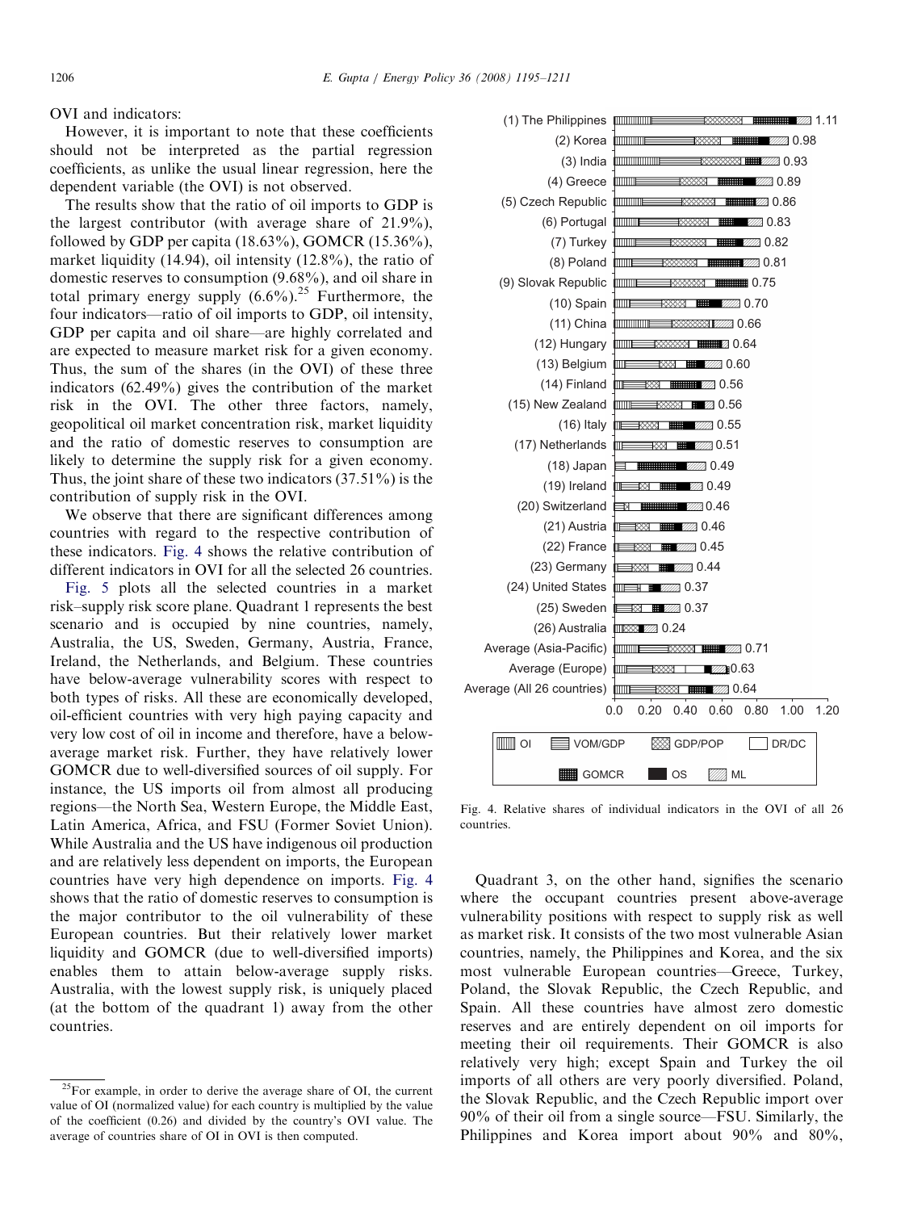OVI and indicators:

However, it is important to note that these coefficients should not be interpreted as the partial regression coefficients, as unlike the usual linear regression, here the dependent variable (the OVI) is not observed.

The results show that the ratio of oil imports to GDP is the largest contributor (with average share of 21.9%), followed by GDP per capita (18.63%), GOMCR (15.36%), market liquidity (14.94), oil intensity (12.8%), the ratio of domestic reserves to consumption (9.68%), and oil share in total primary energy supply (6.6%).[25] Furthermore, the four indicators—ratio of oil imports to GDP, oil intensity, GDP per capita and oil share—are highly correlated and are expected to measure market risk for a given economy. Thus, the sum of the shares (in the OVI) of these three indicators (62.49%) gives the contribution of the market risk in the OVI. The other three factors, namely, geopolitical oil market concentration risk, market liquidity and the ratio of domestic reserves to consumption are likely to determine the supply risk for a given economy. Thus, the joint share of these two indicators (37.51%) is the contribution of supply risk in the OVI.

We observe that there are significant differences among countries with regard to the respective contribution of these indicators. Fig. 4 shows the relative contribution of different indicators in OVI for all the selected 26 countries.

Fig. 5 plots all the selected countries in a market risk–supply risk score plane. Quadrant 1 represents the best scenario and is occupied by nine countries, namely, Australia, the US, Sweden, Germany, Austria, France, Ireland, the Netherlands, and Belgium. These countries have below-average vulnerability scores with respect to both types of risks. All these are economically developed, oil-efficient countries with very high paying capacity and very low cost of oil in income and therefore, have a below-average market risk. Further, they have relatively lower GOMCR due to well-diversified sources of oil supply. For instance, the US imports oil from almost all producing regions—the North Sea, Western Europe, the Middle East, Latin America, Africa, and FSU (Former Soviet Union). While Australia and the US have indigenous oil production and are relatively less dependent on imports, the European countries have very high dependence on imports. Fig. 4 shows that the ratio of domestic reserves to consumption is the major contributor to the oil vulnerability of these European countries. But their relatively lower market liquidity and GOMCR (due to well-diversified imports) enables them to attain below-average supply risks. Australia, with the lowest supply risk, is uniquely placed (at the bottom of the quadrant 1) away from the other countries.

Fig. 4. Relative shares of individual indicators in the OVI of all 26 countries.

Quadrant 3, on the other hand, signifies the scenario where the occupant countries present above-average vulnerability positions with respect to supply risk as well as market risk. It consists of the two most vulnerable Asian countries, namely, the Philippines and Korea, and the six most vulnerable European countries—Greece, Turkey, Poland, the Slovak Republic, the Czech Republic, and Spain. All these countries have almost zero domestic reserves and are entirely dependent on oil imports for meeting their oil requirements. Their GOMCR is also relatively very high; except Spain and Turkey the oil imports of all others are very poorly diversified. Poland, the Slovak Republic, and the Czech Republic import over 90% of their oil from a single source—FSU. Similarly, the Philippines and Korea import about 90% and 80%,

[25] For example, in order to derive the average share of OI, the current value of OI (normalized value) for each country is multiplied by the value of the coefficient (0.26) and divided by the country's OVI value. The average of countries share of OI in OVI is then computed.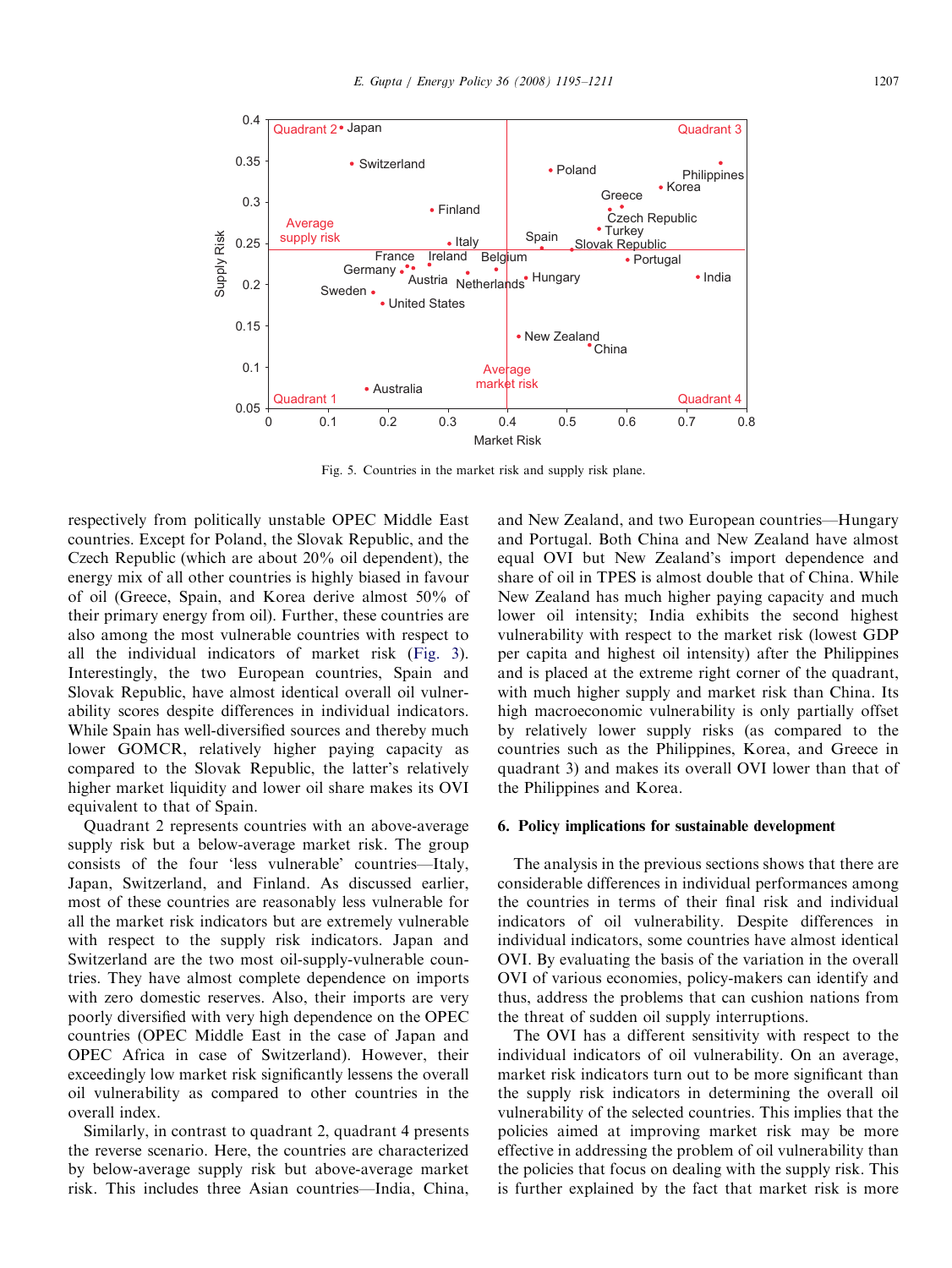Quadrant 2
Japan
Switzerland
Finland
Average supply risk
Italy
France
Ireland
Belgium
Germany
Austria
Netherlands
Sweden
United States
Australia
Quadrant 1
Quadrant 3
Poland
Philippines
Korea
Greece
Czech Republic
Turkey
Spain
Slovak Republic
Portugal
Hungary
India
New Zealand
China
Average market risk
Quadrant 4
Supply Risk
0.4
0.35
0.3
0.25
0.2
0.15
0.1
0.05
0
0.1
0.2
0.3
0.4
0.5
0.6
0.7
0.8
Market Risk

Fig. 5. Countries in the market risk and supply risk plane.

respectively from politically unstable OPEC Middle East countries. Except for Poland, the Slovak Republic, and the Czech Republic (which are about 20% oil dependent), the energy mix of all other countries is highly biased in favour of oil (Greece, Spain, and Korea derive almost 50% of their primary energy from oil). Further, these countries are also among the most vulnerable countries with respect to all the individual indicators of market risk (Fig. 3). Interestingly, the two European countries, Spain and Slovak Republic, have almost identical overall oil vulnerability scores despite differences in individual indicators. While Spain has well-diversified sources and thereby much lower GOMCR, relatively higher paying capacity as compared to the Slovak Republic, the latter's relatively higher market liquidity and lower oil share makes its OVI equivalent to that of Spain.

Quadrant 2 represents countries with an above-average supply risk but a below-average market risk. The group consists of the four 'less vulnerable' countries—Italy, Japan, Switzerland, and Finland. As discussed earlier, most of these countries are reasonably less vulnerable for all the market risk indicators but are extremely vulnerable with respect to the supply risk indicators. Japan and Switzerland are the two most oil-supply-vulnerable countries. They have almost complete dependence on imports with zero domestic reserves. Also, their imports are very poorly diversified with very high dependence on the OPEC countries (OPEC Middle East in the case of Japan and OPEC Africa in case of Switzerland). However, their exceedingly low market risk significantly lessens the overall oil vulnerability as compared to other countries in the overall index.

Similarly, in contrast to quadrant 2, quadrant 4 presents the reverse scenario. Here, the countries are characterized by below-average supply risk but above-average market risk. This includes three Asian countries—India, China, and New Zealand, and two European countries—Hungary and Portugal. Both China and New Zealand have almost equal OVI but New Zealand's import dependence and share of oil in TPES is almost double that of China. While New Zealand has much higher paying capacity and much lower oil intensity; India exhibits the second highest vulnerability with respect to the market risk (lowest GDP per capita and highest oil intensity) after the Philippines and is placed at the extreme right corner of the quadrant, with much higher supply and market risk than China. Its high macroeconomic vulnerability is only partially offset by relatively lower supply risks (as compared to the countries such as the Philippines, Korea, and Greece in quadrant 3) and makes its overall OVI lower than that of the Philippines and Korea.

## 6. Policy implications for sustainable development

The analysis in the previous sections shows that there are considerable differences in individual performances among the countries in terms of their final risk and individual indicators of oil vulnerability. Despite differences in individual indicators, some countries have almost identical OVI. By evaluating the basis of the variation in the overall OVI of various economies, policy-makers can identify and thus, address the problems that can cushion nations from the threat of sudden oil supply interruptions.

The OVI has a different sensitivity with respect to the individual indicators of oil vulnerability. On an average, market risk indicators turn out to be more significant than the supply risk indicators in determining the overall oil vulnerability of the selected countries. This implies that the policies aimed at improving market risk may be more effective in addressing the problem of oil vulnerability than the policies that focus on dealing with the supply risk. This is further explained by the fact that market risk is more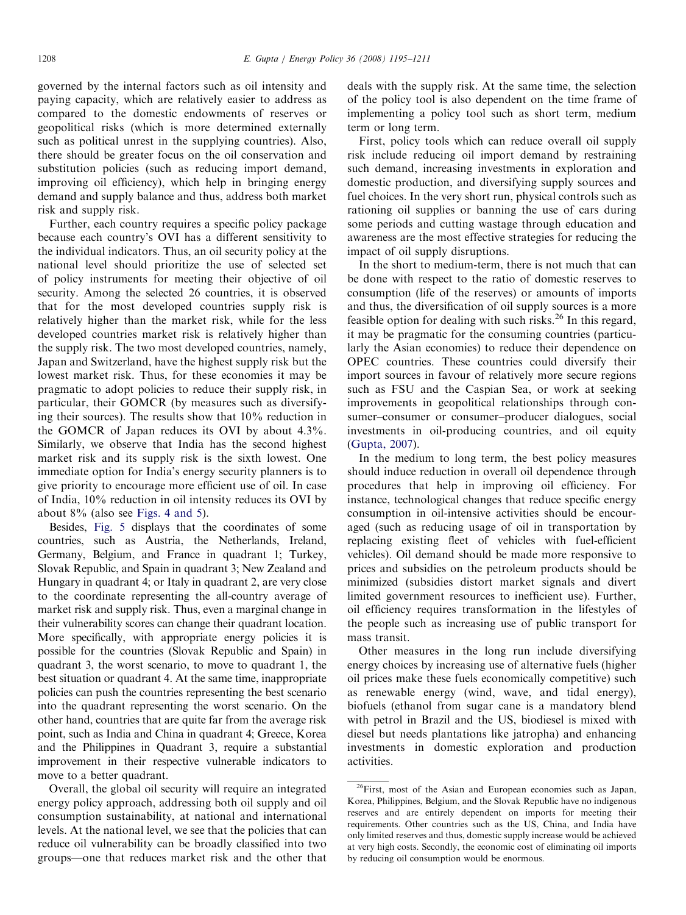governed by the internal factors such as oil intensity and paying capacity, which are relatively easier to address as compared to the domestic endowments of reserves or geopolitical risks (which is more determined externally such as political unrest in the supplying countries). Also, there should be greater focus on the oil conservation and substitution policies (such as reducing import demand, improving oil efficiency), which help in bringing energy demand and supply balance and thus, address both market risk and supply risk.

Further, each country requires a specific policy package because each country's OVI has a different sensitivity to the individual indicators. Thus, an oil security policy at the national level should prioritize the use of selected set of policy instruments for meeting their objective of oil security. Among the selected 26 countries, it is observed that for the most developed countries supply risk is relatively higher than the market risk, while for the less developed countries market risk is relatively higher than the supply risk. The two most developed countries, namely, Japan and Switzerland, have the highest supply risk but the lowest market risk. Thus, for these economies it may be pragmatic to adopt policies to reduce their supply risk, in particular, their GOMCR (by measures such as diversifying their sources). The results show that 10% reduction in the GOMCR of Japan reduces its OVI by about 4.3%. Similarly, we observe that India has the second highest market risk and its supply risk is the sixth lowest. One immediate option for India's energy security planners is to give priority to encourage more efficient use of oil. In case of India, 10% reduction in oil intensity reduces its OVI by about 8% (also see Figs. 4 and 5).

Besides, Fig. 5 displays that the coordinates of some countries, such as Austria, the Netherlands, Ireland, Germany, Belgium, and France in quadrant 1; Turkey, Slovak Republic, and Spain in quadrant 3; New Zealand and Hungary in quadrant 4; or Italy in quadrant 2, are very close to the coordinate representing the all-country average of market risk and supply risk. Thus, even a marginal change in their vulnerability scores can change their quadrant location. More specifically, with appropriate energy policies it is possible for the countries (Slovak Republic and Spain) in quadrant 3, the worst scenario, to move to quadrant 1, the best situation or quadrant 4. At the same time, inappropriate policies can push the countries representing the best scenario into the quadrant representing the worst scenario. On the other hand, countries that are quite far from the average risk point, such as India and China in quadrant 4; Greece, Korea and the Philippines in Quadrant 3, require a substantial improvement in their respective vulnerable indicators to move to a better quadrant.

Overall, the global oil security will require an integrated energy policy approach, addressing both oil supply and oil consumption sustainability, at national and international levels. At the national level, we see that the policies that can reduce oil vulnerability can be broadly classified into two groups—one that reduces market risk and the other that deals with the supply risk. At the same time, the selection of the policy tool is also dependent on the time frame of implementing a policy tool such as short term, medium term or long term.

First, policy tools which can reduce overall oil supply risk include reducing oil import demand by restraining such demand, increasing investments in exploration and domestic production, and diversifying supply sources and fuel choices. In the very short run, physical controls such as rationing oil supplies or banning the use of cars during some periods and cutting wastage through education and awareness are the most effective strategies for reducing the impact of oil supply disruptions.

In the short to medium-term, there is not much that can be done with respect to the ratio of domestic reserves to consumption (life of the reserves) or amounts of imports and thus, the diversification of oil supply sources is a more feasible option for dealing with such risks.[26] In this regard, it may be pragmatic for the consuming countries (particularly the Asian economies) to reduce their dependence on OPEC countries. These countries could diversify their import sources in favour of relatively more secure regions such as FSU and the Caspian Sea, or work at seeking improvements in geopolitical relationships through consumer–consumer or consumer–producer dialogues, social investments in oil-producing countries, and oil equity (Gupta, 2007).

In the medium to long term, the best policy measures should induce reduction in overall oil dependence through procedures that help in improving oil efficiency. For instance, technological changes that reduce specific energy consumption in oil-intensive activities should be encouraged (such as reducing usage of oil in transportation by replacing existing fleet of vehicles with fuel-efficient vehicles). Oil demand should be made more responsive to prices and subsidies on the petroleum products should be minimized (subsidies distort market signals and divert limited government resources to inefficient use). Further, oil efficiency requires transformation in the lifestyles of the people such as increasing use of public transport for mass transit.

Other measures in the long run include diversifying energy choices by increasing use of alternative fuels (higher oil prices make these fuels economically competitive) such as renewable energy (wind, wave, and tidal energy), biofuels (ethanol from sugar cane is a mandatory blend with petrol in Brazil and the US, biodiesel is mixed with diesel but needs plantations like jatropha) and enhancing investments in domestic exploration and production activities.

[26] First, most of the Asian and European economies such as Japan, Korea, Philippines, Belgium, and the Slovak Republic have no indigenous reserves and are entirely dependent on imports for meeting their requirements. Other countries such as the US, China, and India have only limited reserves and thus, domestic supply increase would be achieved at very high costs. Secondly, the economic cost of eliminating oil imports by reducing oil consumption would be enormous.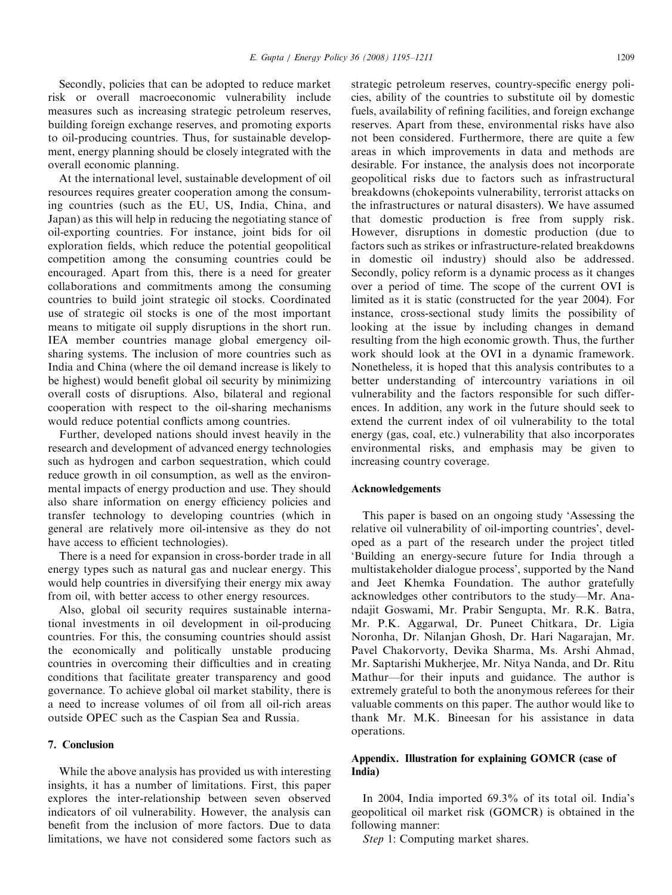Secondly, policies that can be adopted to reduce market risk or overall macroeconomic vulnerability include measures such as increasing strategic petroleum reserves, building foreign exchange reserves, and promoting exports to oil-producing countries. Thus, for sustainable development, energy planning should be closely integrated with the overall economic planning.

At the international level, sustainable development of oil resources requires greater cooperation among the consuming countries (such as the EU, US, India, China, and Japan) as this will help in reducing the negotiating stance of oil-exporting countries. For instance, joint bids for oil exploration fields, which reduce the potential geopolitical competition among the consuming countries could be encouraged. Apart from this, there is a need for greater collaborations and commitments among the consuming countries to build joint strategic oil stocks. Coordinated use of strategic oil stocks is one of the most important means to mitigate oil supply disruptions in the short run. IEA member countries manage global emergency oil-sharing systems. The inclusion of more countries such as India and China (where the oil demand increase is likely to be highest) would benefit global oil security by minimizing overall costs of disruptions. Also, bilateral and regional cooperation with respect to the oil-sharing mechanisms would reduce potential conflicts among countries.

Further, developed nations should invest heavily in the research and development of advanced energy technologies such as hydrogen and carbon sequestration, which could reduce growth in oil consumption, as well as the environmental impacts of energy production and use. They should also share information on energy efficiency policies and transfer technology to developing countries (which in general are relatively more oil-intensive as they do not have access to efficient technologies).

There is a need for expansion in cross-border trade in all energy types such as natural gas and nuclear energy. This would help countries in diversifying their energy mix away from oil, with better access to other energy resources.

Also, global oil security requires sustainable international investments in oil development in oil-producing countries. For this, the consuming countries should assist the economically and politically unstable producing countries in overcoming their difficulties and in creating conditions that facilitate greater transparency and good governance. To achieve global oil market stability, there is a need to increase volumes of oil from all oil-rich areas outside OPEC such as the Caspian Sea and Russia.

## 7. Conclusion

While the above analysis has provided us with interesting insights, it has a number of limitations. First, this paper explores the inter-relationship between seven observed indicators of oil vulnerability. However, the analysis can benefit from the inclusion of more factors. Due to data limitations, we have not considered some factors such as strategic petroleum reserves, country-specific energy policies, ability of the countries to substitute oil by domestic fuels, availability of refining facilities, and foreign exchange reserves. Apart from these, environmental risks have also not been considered. Furthermore, there are quite a few areas in which improvements in data and methods are desirable. For instance, the analysis does not incorporate geopolitical risks due to factors such as infrastructural breakdowns (chokepoints vulnerability, terrorist attacks on the infrastructures or natural disasters). We have assumed that domestic production is free from supply risk. However, disruptions in domestic production (due to factors such as strikes or infrastructure-related breakdowns in domestic oil industry) should also be addressed. Secondly, policy reform is a dynamic process as it changes over a period of time. The scope of the current OVI is limited as it is static (constructed for the year 2004). For instance, cross-sectional study limits the possibility of looking at the issue by including changes in demand resulting from the high economic growth. Thus, the further work should look at the OVI in a dynamic framework. Nonetheless, it is hoped that this analysis contributes to a better understanding of intercountry variations in oil vulnerability and the factors responsible for such differences. In addition, any work in the future should seek to extend the current index of oil vulnerability to the total energy (gas, coal, etc.) vulnerability that also incorporates environmental risks, and emphasis may be given to increasing country coverage.

## Acknowledgements

This paper is based on an ongoing study 'Assessing the relative oil vulnerability of oil-importing countries', developed as a part of the research under the project titled 'Building an energy-secure future for India through a multistakeholder dialogue process', supported by the Nand and Jeet Khemka Foundation. The author gratefully acknowledges other contributors to the study—Mr. Anandajit Goswami, Mr. Prabir Sengupta, Mr. R.K. Batra, Mr. P.K. Aggarwal, Dr. Puneet Chitkara, Dr. Ligia Noronha, Dr. Nilanjan Ghosh, Dr. Hari Nagarajan, Mr. Pavel Chakorvorty, Devika Sharma, Ms. Arshi Ahmad, Mr. Saptarishi Mukherjee, Mr. Nitya Nanda, and Dr. Ritu Mathur—for their inputs and guidance. The author is extremely grateful to both the anonymous referees for their valuable comments on this paper. The author would like to thank Mr. M.K. Bineesan for his assistance in data operations.

## Appendix. Illustration for explaining GOMCR (case of India)

In 2004, India imported 69.3% of its total oil. India's geopolitical oil market risk (GOMCR) is obtained in the following manner:

*Step* 1: Computing market shares.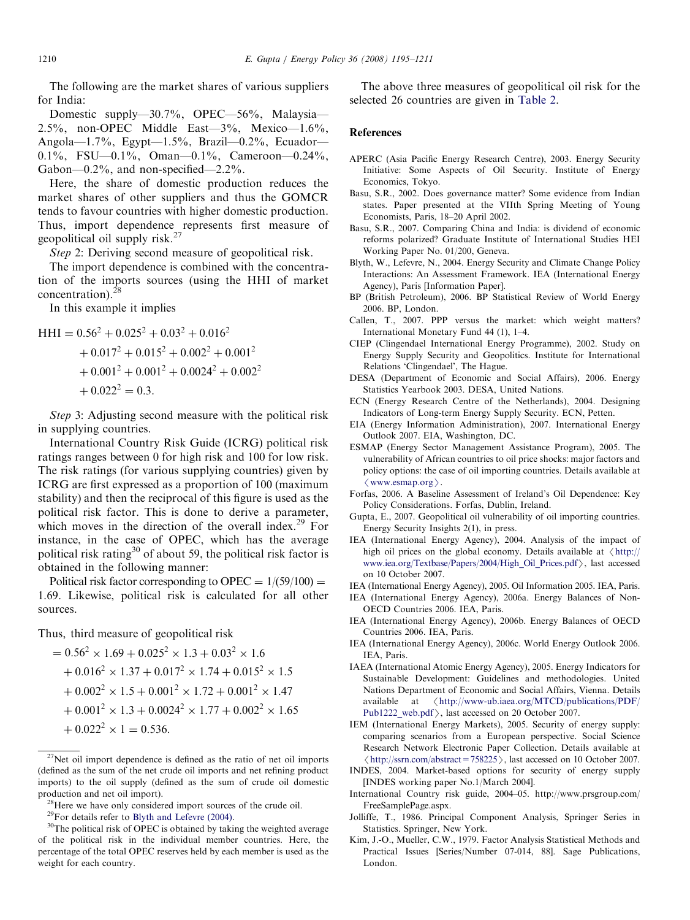The following are the market shares of various suppliers for India:

Domestic supply—30.7%, OPEC—56%, Malaysia—2.5%, non-OPEC Middle East—3%, Mexico—1.6%, Angola—1.7%, Egypt—1.5%, Brazil—0.2%, Ecuador—0.1%, FSU—0.1%, Oman—0.1%, Cameroon—0.24%, Gabon—0.2%, and non-specified—2.2%.

Here, the share of domestic production reduces the market shares of other suppliers and thus the GOMCR tends to favour countries with higher domestic production. Thus, import dependence represents first measure of geopolitical oil supply risk.[27]

*Step* 2: Deriving second measure of geopolitical risk.

The import dependence is combined with the concentration of the imports sources (using the HHI of market concentration).[28]

In this example it implies

$$
\begin{aligned}
\mathrm{HHI} = {} & 0.56^2 + 0.025^2 + 0.03^2 + 0.016^2 \\
& + 0.017^2 + 0.015^2 + 0.002^2 + 0.001^2 \\
& + 0.001^2 + 0.001^2 + 0.0024^2 + 0.002^2 \\
& + 0.022^2 = 0.3.
\end{aligned}
$$

*Step* 3: Adjusting second measure with the political risk in supplying countries.

International Country Risk Guide (ICRG) political risk ratings ranges between 0 for high risk and 100 for low risk. The risk ratings (for various supplying countries) given by ICRG are first expressed as a proportion of 100 (maximum stability) and then the reciprocal of this figure is used as the political risk factor. This is done to derive a parameter, which moves in the direction of the overall index.[29] For instance, in the case of OPEC, which has the average political risk rating[30] of about 59, the political risk factor is obtained in the following manner:

Political risk factor corresponding to OPEC $= 1/(59/100) = 1.69$. Likewise, political risk is calculated for all other sources.

Thus, third measure of geopolitical risk

$$
\begin{aligned}
= {} & 0.56^2 \times 1.69 + 0.025^2 \times 1.3 + 0.03^2 \times 1.6 \\
& + 0.016^2 \times 1.37 + 0.017^2 \times 1.74 + 0.015^2 \times 1.5 \\
& + 0.002^2 \times 1.5 + 0.001^2 \times 1.72 + 0.001^2 \times 1.47 \\
& + 0.001^2 \times 1.3 + 0.0024^2 \times 1.77 + 0.002^2 \times 1.65 \\
& + 0.022^2 \times 1 = 0.536.
\end{aligned}
$$

The above three measures of geopolitical oil risk for the selected 26 countries are given in Table 2.

## References

APERC (Asia Pacific Energy Research Centre), 2003. Energy Security Initiative: Some Aspects of Oil Security. Institute of Energy Economics, Tokyo.

Basu, S.R., 2002. Does governance matter? Some evidence from Indian states. Paper presented at the VIIth Spring Meeting of Young Economists, Paris, 18–20 April 2002.

Basu, S.R., 2007. Comparing China and India: is dividend of economic reforms polarized? Graduate Institute of International Studies HEI Working Paper No. 01/200, Geneva.

Blyth, W., Lefevre, N., 2004. Energy Security and Climate Change Policy Interactions: An Assessment Framework. IEA (International Energy Agency), Paris [Information Paper].

BP (British Petroleum), 2006. BP Statistical Review of World Energy 2006. BP, London.

Callen, T., 2007. PPP versus the market: which weight matters? International Monetary Fund 44 (1), 1–4.

CIEP (Clingendael International Energy Programme), 2002. Study on Energy Supply Security and Geopolitics. Institute for International Relations 'Clingendael', The Hague.

DESA (Department of Economic and Social Affairs), 2006. Energy Statistics Yearbook 2003. DESA, United Nations.

ECN (Energy Research Centre of the Netherlands), 2004. Designing Indicators of Long-term Energy Supply Security. ECN, Petten.

EIA (Energy Information Administration), 2007. International Energy Outlook 2007. EIA, Washington, DC.

ESMAP (Energy Sector Management Assistance Program), 2005. The vulnerability of African countries to oil price shocks: major factors and policy options: the case of oil importing countries. Details available at ⟨www.esmap.org⟩.

Forfas, 2006. A Baseline Assessment of Ireland's Oil Dependence: Key Policy Considerations. Forfas, Dublin, Ireland.

Gupta, E., 2007. Geopolitical oil vulnerability of oil importing countries. Energy Security Insights 2(1), in press.

IEA (International Energy Agency), 2004. Analysis of the impact of high oil prices on the global economy. Details available at ⟨http://www.iea.org/Textbase/Papers/2004/High_Oil_Prices.pdf⟩, last accessed on 10 October 2007.

IEA (International Energy Agency), 2005. Oil Information 2005. IEA, Paris.

IEA (International Energy Agency), 2006a. Energy Balances of Non-OECD Countries 2006. IEA, Paris.

IEA (International Energy Agency), 2006b. Energy Balances of OECD Countries 2006. IEA, Paris.

IEA (International Energy Agency), 2006c. World Energy Outlook 2006. IEA, Paris.

IAEA (International Atomic Energy Agency), 2005. Energy Indicators for Sustainable Development: Guidelines and methodologies. United Nations Department of Economic and Social Affairs, Vienna. Details available at ⟨http://www-ub.iaea.org/MTCD/publications/PDF/Pub1222_web.pdf⟩, last accessed on 20 October 2007.

IEM (International Energy Markets), 2005. Security of energy supply: comparing scenarios from a European perspective. Social Science Research Network Electronic Paper Collection. Details available at ⟨http://ssrn.com/abstract=758225⟩, last accessed on 10 October 2007.

INDES, 2004. Market-based options for security of energy supply [INDES working paper No.1/March 2004].

International Country risk guide, 2004–05. http://www.prsgroup.com/FreeSamplePage.aspx.

Jolliffe, T., 1986. Principal Component Analysis, Springer Series in Statistics. Springer, New York.

Kim, J.-O., Mueller, C.W., 1979. Factor Analysis Statistical Methods and Practical Issues [Series/Number 07-014, 88]. Sage Publications, London.

---

[27] Net oil import dependence is defined as the ratio of net oil imports (defined as the sum of the net crude oil imports and net refining product imports) to the oil supply (defined as the sum of crude oil domestic production and net oil import).

[28] Here we have only considered import sources of the crude oil.

[29] For details refer to Blyth and Lefevre (2004).

[30] The political risk of OPEC is obtained by taking the weighted average of the political risk in the individual member countries. Here, the percentage of the total OPEC reserves held by each member is used as the weight for each country.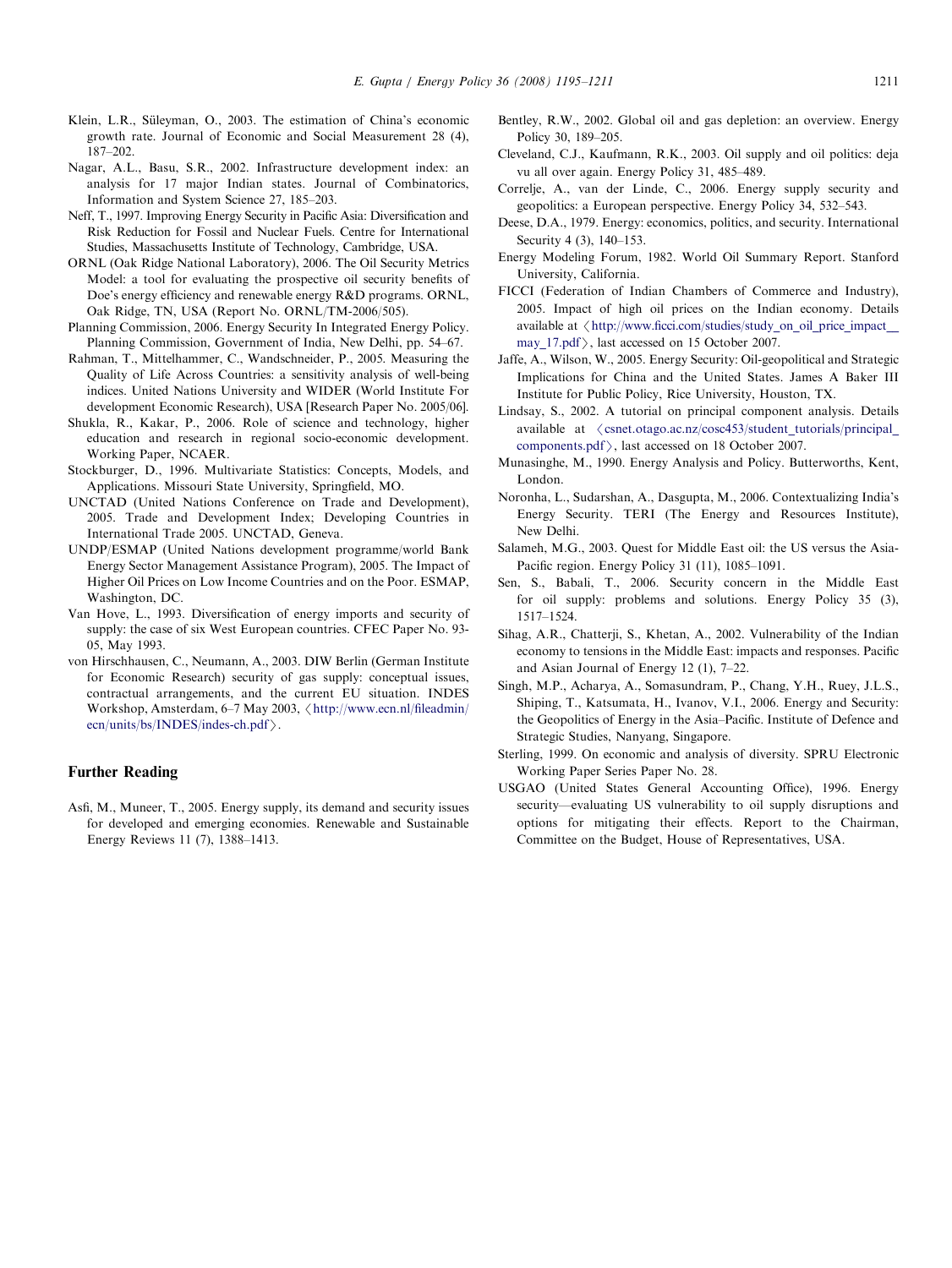Klein, L.R., Süleyman, O., 2003. The estimation of China's economic growth rate. Journal of Economic and Social Measurement 28 (4), 187–202.

Nagar, A.L., Basu, S.R., 2002. Infrastructure development index: an analysis for 17 major Indian states. Journal of Combinatorics, Information and System Science 27, 185–203.

Neff, T., 1997. Improving Energy Security in Pacific Asia: Diversification and Risk Reduction for Fossil and Nuclear Fuels. Centre for International Studies, Massachusetts Institute of Technology, Cambridge, USA.

ORNL (Oak Ridge National Laboratory), 2006. The Oil Security Metrics Model: a tool for evaluating the prospective oil security benefits of Doe's energy efficiency and renewable energy R&D programs. ORNL, Oak Ridge, TN, USA (Report No. ORNL/TM-2006/505).

Planning Commission, 2006. Energy Security In Integrated Energy Policy. Planning Commission, Government of India, New Delhi, pp. 54–67.

Rahman, T., Mittelhammer, C., Wandschneider, P., 2005. Measuring the Quality of Life Across Countries: a sensitivity analysis of well-being indices. United Nations University and WIDER (World Institute For development Economic Research), USA [Research Paper No. 2005/06].

Shukla, R., Kakar, P., 2006. Role of science and technology, higher education and research in regional socio-economic development. Working Paper, NCAER.

Stockburger, D., 1996. Multivariate Statistics: Concepts, Models, and Applications. Missouri State University, Springfield, MO.

UNCTAD (United Nations Conference on Trade and Development), 2005. Trade and Development Index; Developing Countries in International Trade 2005. UNCTAD, Geneva.

UNDP/ESMAP (United Nations development programme/world Bank Energy Sector Management Assistance Program), 2005. The Impact of Higher Oil Prices on Low Income Countries and on the Poor. ESMAP, Washington, DC.

Van Hove, L., 1993. Diversification of energy imports and security of supply: the case of six West European countries. CFEC Paper No. 93-05, May 1993.

von Hirschhausen, C., Neumann, A., 2003. DIW Berlin (German Institute for Economic Research) security of gas supply: conceptual issues, contractual arrangements, and the current EU situation. INDES Workshop, Amsterdam, 6–7 May 2003, 〈http://www.ecn.nl/fileadmin/ecn/units/bs/INDES/indes-ch.pdf〉.

## Further Reading

Asfi, M., Muneer, T., 2005. Energy supply, its demand and security issues for developed and emerging economies. Renewable and Sustainable Energy Reviews 11 (7), 1388–1413.

Bentley, R.W., 2002. Global oil and gas depletion: an overview. Energy Policy 30, 189–205.

Cleveland, C.J., Kaufmann, R.K., 2003. Oil supply and oil politics: deja vu all over again. Energy Policy 31, 485–489.

Correlje, A., van der Linde, C., 2006. Energy supply security and geopolitics: a European perspective. Energy Policy 34, 532–543.

Deese, D.A., 1979. Energy: economics, politics, and security. International Security 4 (3), 140–153.

Energy Modeling Forum, 1982. World Oil Summary Report. Stanford University, California.

FICCI (Federation of Indian Chambers of Commerce and Industry), 2005. Impact of high oil prices on the Indian economy. Details available at 〈http://www.ficci.com/studies/study_on_oil_price_impact__may_17.pdf〉, last accessed on 15 October 2007.

Jaffe, A., Wilson, W., 2005. Energy Security: Oil-geopolitical and Strategic Implications for China and the United States. James A Baker III Institute for Public Policy, Rice University, Houston, TX.

Lindsay, S., 2002. A tutorial on principal component analysis. Details available at 〈csnet.otago.ac.nz/cosc453/student_tutorials/principal_components.pdf〉, last accessed on 18 October 2007.

Munasinghe, M., 1990. Energy Analysis and Policy. Butterworths, Kent, London.

Noronha, L., Sudarshan, A., Dasgupta, M., 2006. Contextualizing India's Energy Security. TERI (The Energy and Resources Institute), New Delhi.

Salameh, M.G., 2003. Quest for Middle East oil: the US versus the Asia-Pacific region. Energy Policy 31 (11), 1085–1091.

Sen, S., Babali, T., 2006. Security concern in the Middle East for oil supply: problems and solutions. Energy Policy 35 (3), 1517–1524.

Sihag, A.R., Chatterji, S., Khetan, A., 2002. Vulnerability of the Indian economy to tensions in the Middle East: impacts and responses. Pacific and Asian Journal of Energy 12 (1), 7–22.

Singh, M.P., Acharya, A., Somasundram, P., Chang, Y.H., Ruey, J.L.S., Shiping, T., Katsumata, H., Ivanov, V.I., 2006. Energy and Security: the Geopolitics of Energy in the Asia–Pacific. Institute of Defence and Strategic Studies, Nanyang, Singapore.

Sterling, 1999. On economic and analysis of diversity. SPRU Electronic Working Paper Series Paper No. 28.

USGAO (United States General Accounting Office), 1996. Energy security—evaluating US vulnerability to oil supply disruptions and options for mitigating their effects. Report to the Chairman, Committee on the Budget, House of Representatives, USA.